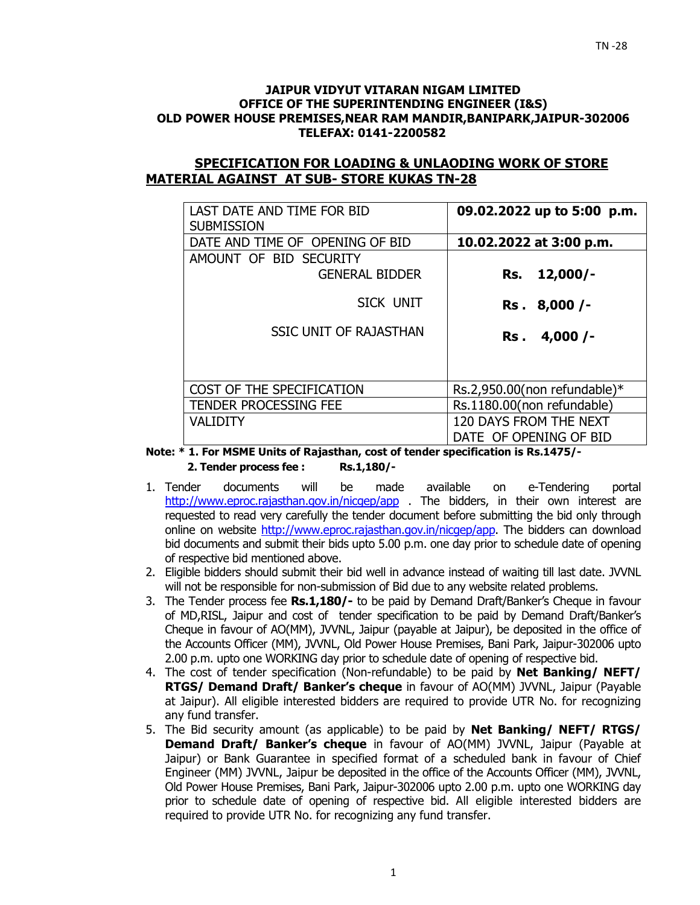# JAIPUR VIDYUT VITARAN NIGAM LIMITED
## OFFICE OF THE SUPERINTENDING ENGINEER (I&S)
## OLD POWER HOUSE PREMISES,NEAR RAM MANDIR,BANIPARK,JAIPUR-302006
## TELEFAX: 0141-2200582

**SPECIFICATION FOR LOADING & UNLAODING WORK OF STORE MATERIAL AGAINST AT SUB- STORE KUKAS TN-28**

| | |
|---|---|
| LAST DATE AND TIME FOR BID SUBMISSION | **09.02.2022 up to 5:00 p.m.** |
| DATE AND TIME OF OPENING OF BID | **10.02.2022 at 3:00 p.m.** |
| AMOUNT OF BID SECURITY<br>GENERAL BIDDER<br>SICK UNIT<br>SSIC UNIT OF RAJASTHAN | <br>**Rs. 12,000/-**<br>**Rs . 8,000 /-**<br>**Rs . 4,000 /-** |
| COST OF THE SPECIFICATION | Rs.2,950.00(non refundable)* |
| TENDER PROCESSING FEE | Rs.1180.00(non refundable) |
| VALIDITY | 120 DAYS FROM THE NEXT DATE OF OPENING OF BID |

**Note: * 1. For MSME Units of Rajasthan, cost of tender specification is Rs.1475/-**
**2. Tender process fee : Rs.1,180/-**

1. Tender documents will be made available on e-Tendering portal http://www.eproc.rajasthan.gov.in/nicgep/app . The bidders, in their own interest are requested to read very carefully the tender document before submitting the bid only through online on website http://www.eproc.rajasthan.gov.in/nicgep/app. The bidders can download bid documents and submit their bids upto 5.00 p.m. one day prior to schedule date of opening of respective bid mentioned above.
2. Eligible bidders should submit their bid well in advance instead of waiting till last date. JVVNL will not be responsible for non-submission of Bid due to any website related problems.
3. The Tender process fee **Rs.1,180/-** to be paid by Demand Draft/Banker's Cheque in favour of MD,RISL, Jaipur and cost of tender specification to be paid by Demand Draft/Banker's Cheque in favour of AO(MM), JVVNL, Jaipur (payable at Jaipur), be deposited in the office of the Accounts Officer (MM), JVVNL, Old Power House Premises, Bani Park, Jaipur-302006 upto 2.00 p.m. upto one WORKING day prior to schedule date of opening of respective bid.
4. The cost of tender specification (Non-refundable) to be paid by **Net Banking/ NEFT/ RTGS/ Demand Draft/ Banker's cheque** in favour of AO(MM) JVVNL, Jaipur (Payable at Jaipur). All eligible interested bidders are required to provide UTR No. for recognizing any fund transfer.
5. The Bid security amount (as applicable) to be paid by **Net Banking/ NEFT/ RTGS/ Demand Draft/ Banker's cheque** in favour of AO(MM) JVVNL, Jaipur (Payable at Jaipur) or Bank Guarantee in specified format of a scheduled bank in favour of Chief Engineer (MM) JVVNL, Jaipur be deposited in the office of the Accounts Officer (MM), JVVNL, Old Power House Premises, Bani Park, Jaipur-302006 upto 2.00 p.m. upto one WORKING day prior to schedule date of opening of respective bid. All eligible interested bidders are required to provide UTR No. for recognizing any fund transfer.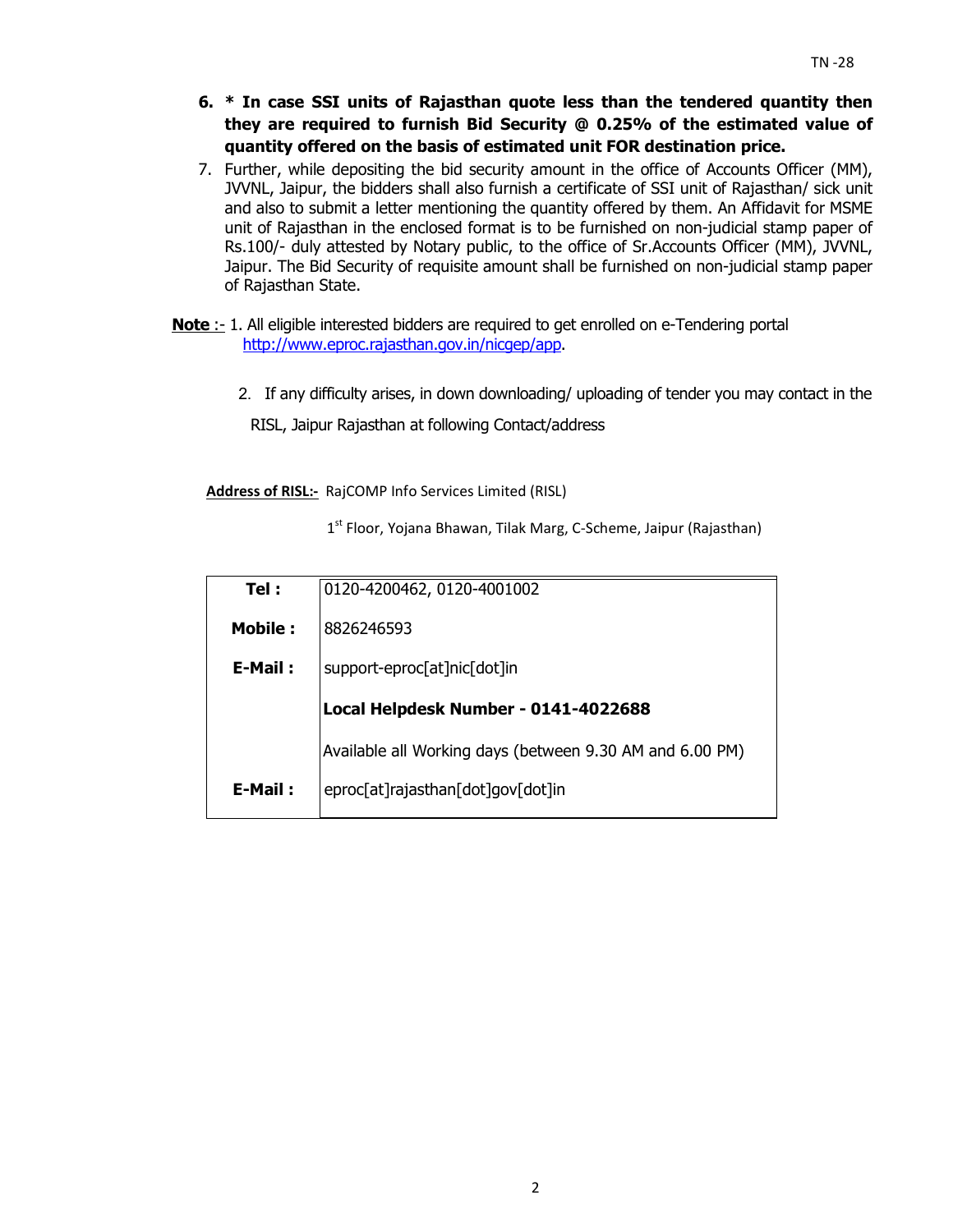6. **\* In case SSI units of Rajasthan quote less than the tendered quantity then they are required to furnish Bid Security @ 0.25% of the estimated value of quantity offered on the basis of estimated unit FOR destination price.**
7. Further, while depositing the bid security amount in the office of Accounts Officer (MM), JVVNL, Jaipur, the bidders shall also furnish a certificate of SSI unit of Rajasthan/ sick unit and also to submit a letter mentioning the quantity offered by them. An Affidavit for MSME unit of Rajasthan in the enclosed format is to be furnished on non-judicial stamp paper of Rs.100/- duly attested by Notary public, to the office of Sr.Accounts Officer (MM), JVVNL, Jaipur. The Bid Security of requisite amount shall be furnished on non-judicial stamp paper of Rajasthan State.

**Note** :- 1. All eligible interested bidders are required to get enrolled on e-Tendering portal http://www.eproc.rajasthan.gov.in/nicgep/app.

2. If any difficulty arises, in down downloading/ uploading of tender you may contact in the RISL, Jaipur Rajasthan at following Contact/address

**Address of RISL:-** RajCOMP Info Services Limited (RISL)

1st Floor, Yojana Bhawan, Tilak Marg, C-Scheme, Jaipur (Rajasthan)

| | |
|---|---|
| **Tel :** | 0120-4200462, 0120-4001002 |
| **Mobile :** | 8826246593 |
| **E-Mail :** | support-eproc[at]nic[dot]in |
| | **Local Helpdesk Number - 0141-4022688** |
| | Available all Working days (between 9.30 AM and 6.00 PM) |
| **E-Mail :** | eproc[at]rajasthan[dot]gov[dot]in |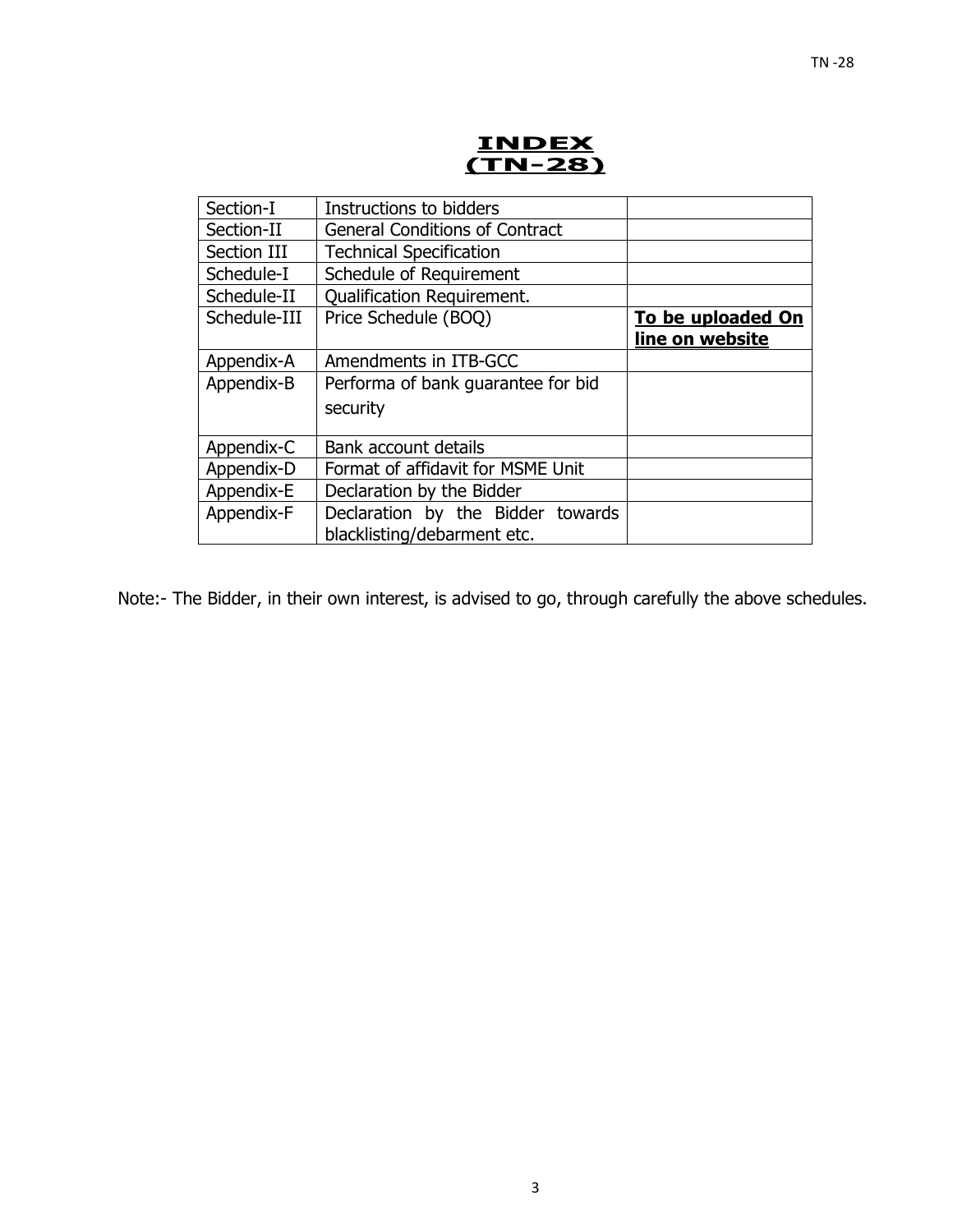# INDEX
# (TN-28)

| | | |
|---|---|---|
| Section-I | Instructions to bidders | |
| Section-II | General Conditions of Contract | |
| Section III | Technical Specification | |
| Schedule-I | Schedule of Requirement | |
| Schedule-II | Qualification Requirement. | |
| Schedule-III | Price Schedule (BOQ) | **To be uploaded On line on website** |
| Appendix-A | Amendments in ITB-GCC | |
| Appendix-B | Performa of bank guarantee for bid security | |
| Appendix-C | Bank account details | |
| Appendix-D | Format of affidavit for MSME Unit | |
| Appendix-E | Declaration by the Bidder | |
| Appendix-F | Declaration by the Bidder towards blacklisting/debarment etc. | |

Note:- The Bidder, in their own interest, is advised to go, through carefully the above schedules.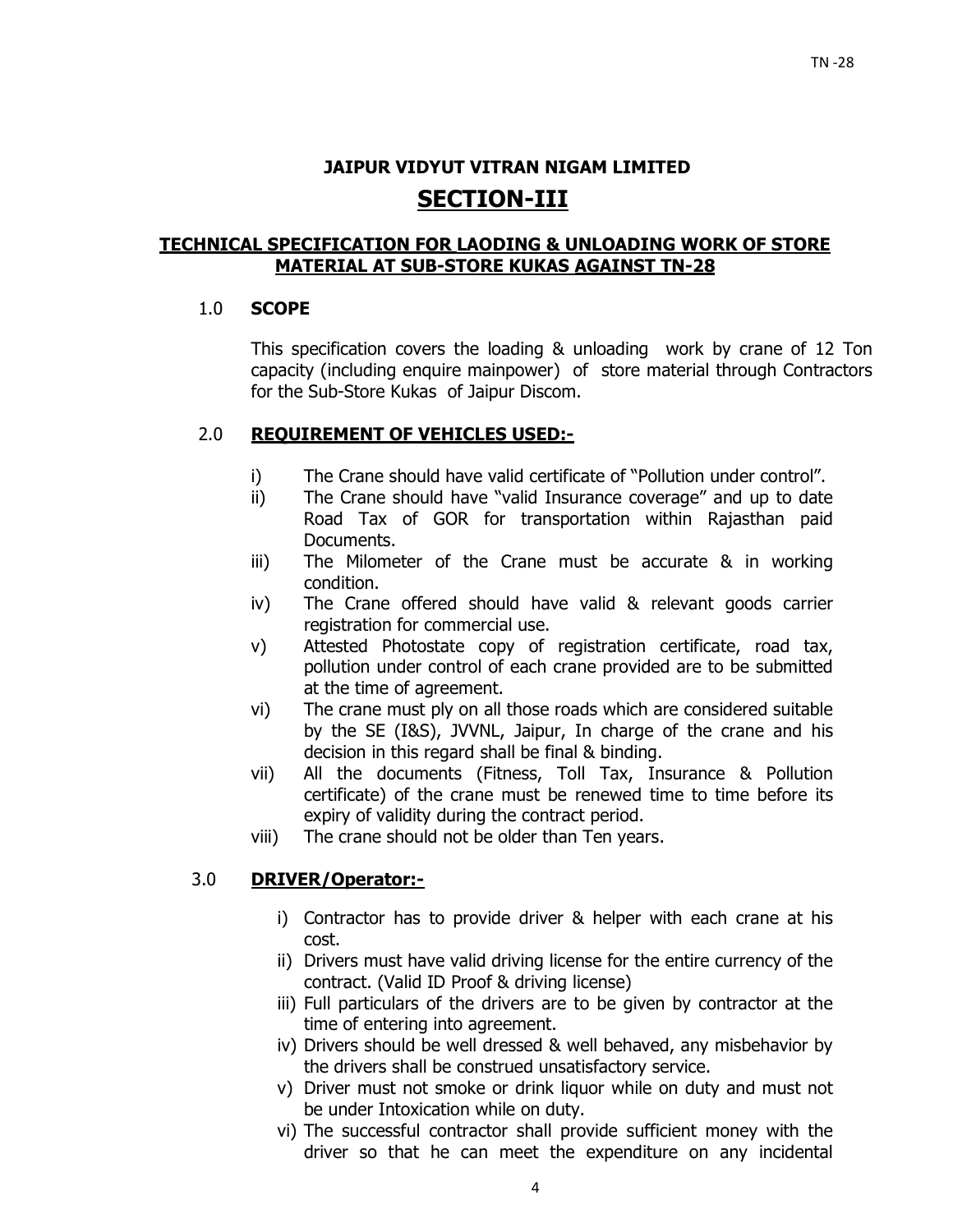## JAIPUR VIDYUT VITRAN NIGAM LIMITED

# SECTION-III

### TECHNICAL SPECIFICATION FOR LAODING & UNLOADING WORK OF STORE MATERIAL AT SUB-STORE KUKAS AGAINST TN-28

1.0 **SCOPE**

This specification covers the loading & unloading work by crane of 12 Ton capacity (including enquire mainpower) of store material through Contractors for the Sub-Store Kukas of Jaipur Discom.

2.0 **REQUIREMENT OF VEHICLES USED:-**

i) The Crane should have valid certificate of "Pollution under control".
ii) The Crane should have "valid Insurance coverage" and up to date Road Tax of GOR for transportation within Rajasthan paid Documents.
iii) The Milometer of the Crane must be accurate & in working condition.
iv) The Crane offered should have valid & relevant goods carrier registration for commercial use.
v) Attested Photostate copy of registration certificate, road tax, pollution under control of each crane provided are to be submitted at the time of agreement.
vi) The crane must ply on all those roads which are considered suitable by the SE (I&S), JVVNL, Jaipur, In charge of the crane and his decision in this regard shall be final & binding.
vii) All the documents (Fitness, Toll Tax, Insurance & Pollution certificate) of the crane must be renewed time to time before its expiry of validity during the contract period.
viii) The crane should not be older than Ten years.

3.0 **DRIVER/Operator:-**

i) Contractor has to provide driver & helper with each crane at his cost.
ii) Drivers must have valid driving license for the entire currency of the contract. (Valid ID Proof & driving license)
iii) Full particulars of the drivers are to be given by contractor at the time of entering into agreement.
iv) Drivers should be well dressed & well behaved, any misbehavior by the drivers shall be construed unsatisfactory service.
v) Driver must not smoke or drink liquor while on duty and must not be under Intoxication while on duty.
vi) The successful contractor shall provide sufficient money with the driver so that he can meet the expenditure on any incidental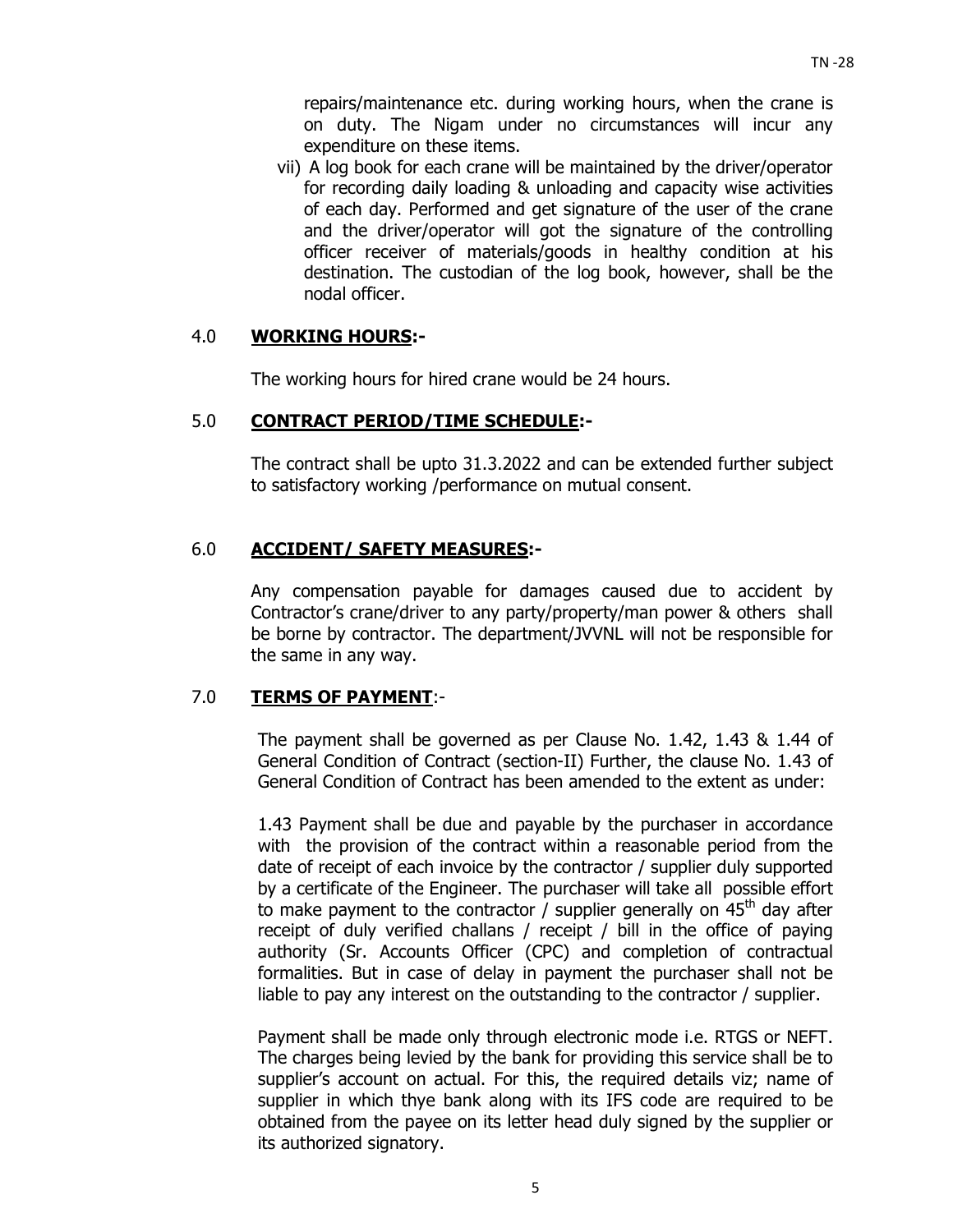repairs/maintenance etc. during working hours, when the crane is on duty. The Nigam under no circumstances will incur any expenditure on these items.

vii) A log book for each crane will be maintained by the driver/operator for recording daily loading & unloading and capacity wise activities of each day. Performed and get signature of the user of the crane and the driver/operator will got the signature of the controlling officer receiver of materials/goods in healthy condition at his destination. The custodian of the log book, however, shall be the nodal officer.

## 4.0 **WORKING HOURS:-**

The working hours for hired crane would be 24 hours.

## 5.0 **CONTRACT PERIOD/TIME SCHEDULE:-**

The contract shall be upto 31.3.2022 and can be extended further subject to satisfactory working /performance on mutual consent.

## 6.0 **ACCIDENT/ SAFETY MEASURES:-**

Any compensation payable for damages caused due to accident by Contractor's crane/driver to any party/property/man power & others shall be borne by contractor. The department/JVVNL will not be responsible for the same in any way.

## 7.0 **TERMS OF PAYMENT**:-

The payment shall be governed as per Clause No. 1.42, 1.43 & 1.44 of General Condition of Contract (section-II) Further, the clause No. 1.43 of General Condition of Contract has been amended to the extent as under:

1.43 Payment shall be due and payable by the purchaser in accordance with the provision of the contract within a reasonable period from the date of receipt of each invoice by the contractor / supplier duly supported by a certificate of the Engineer. The purchaser will take all possible effort to make payment to the contractor / supplier generally on 45th day after receipt of duly verified challans / receipt / bill in the office of paying authority (Sr. Accounts Officer (CPC) and completion of contractual formalities. But in case of delay in payment the purchaser shall not be liable to pay any interest on the outstanding to the contractor / supplier.

Payment shall be made only through electronic mode i.e. RTGS or NEFT. The charges being levied by the bank for providing this service shall be to supplier's account on actual. For this, the required details viz; name of supplier in which thye bank along with its IFS code are required to be obtained from the payee on its letter head duly signed by the supplier or its authorized signatory.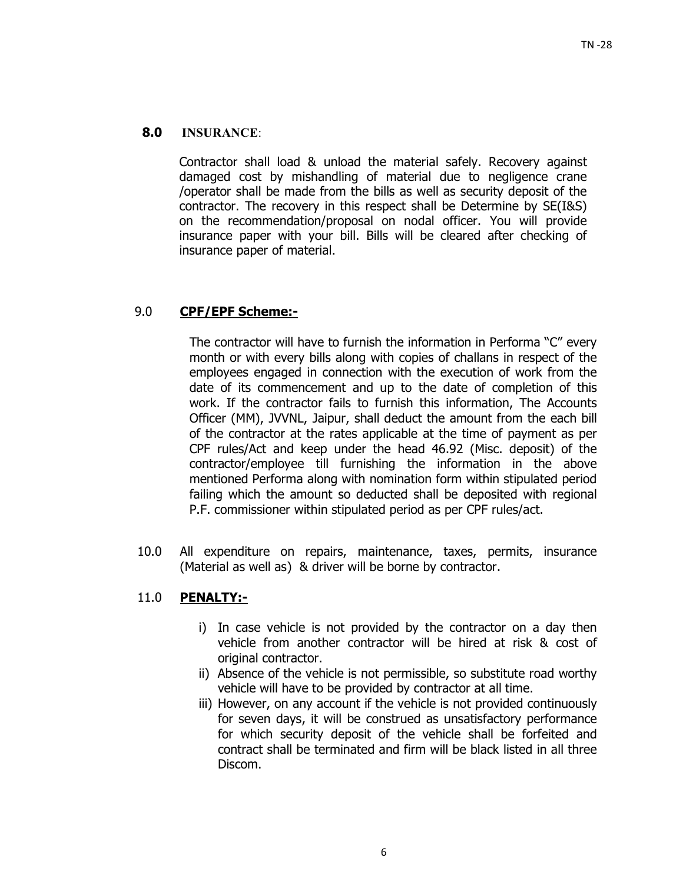## 8.0 INSURANCE:

Contractor shall load & unload the material safely. Recovery against damaged cost by mishandling of material due to negligence crane /operator shall be made from the bills as well as security deposit of the contractor. The recovery in this respect shall be Determine by SE(I&S) on the recommendation/proposal on nodal officer. You will provide insurance paper with your bill. Bills will be cleared after checking of insurance paper of material.

## 9.0 CPF/EPF Scheme:-

The contractor will have to furnish the information in Performa "C" every month or with every bills along with copies of challans in respect of the employees engaged in connection with the execution of work from the date of its commencement and up to the date of completion of this work. If the contractor fails to furnish this information, The Accounts Officer (MM), JVVNL, Jaipur, shall deduct the amount from the each bill of the contractor at the rates applicable at the time of payment as per CPF rules/Act and keep under the head 46.92 (Misc. deposit) of the contractor/employee till furnishing the information in the above mentioned Performa along with nomination form within stipulated period failing which the amount so deducted shall be deposited with regional P.F. commissioner within stipulated period as per CPF rules/act.

10.0 All expenditure on repairs, maintenance, taxes, permits, insurance (Material as well as) & driver will be borne by contractor.

## 11.0 PENALTY:-

i) In case vehicle is not provided by the contractor on a day then vehicle from another contractor will be hired at risk & cost of original contractor.
ii) Absence of the vehicle is not permissible, so substitute road worthy vehicle will have to be provided by contractor at all time.
iii) However, on any account if the vehicle is not provided continuously for seven days, it will be construed as unsatisfactory performance for which security deposit of the vehicle shall be forfeited and contract shall be terminated and firm will be black listed in all three Discom.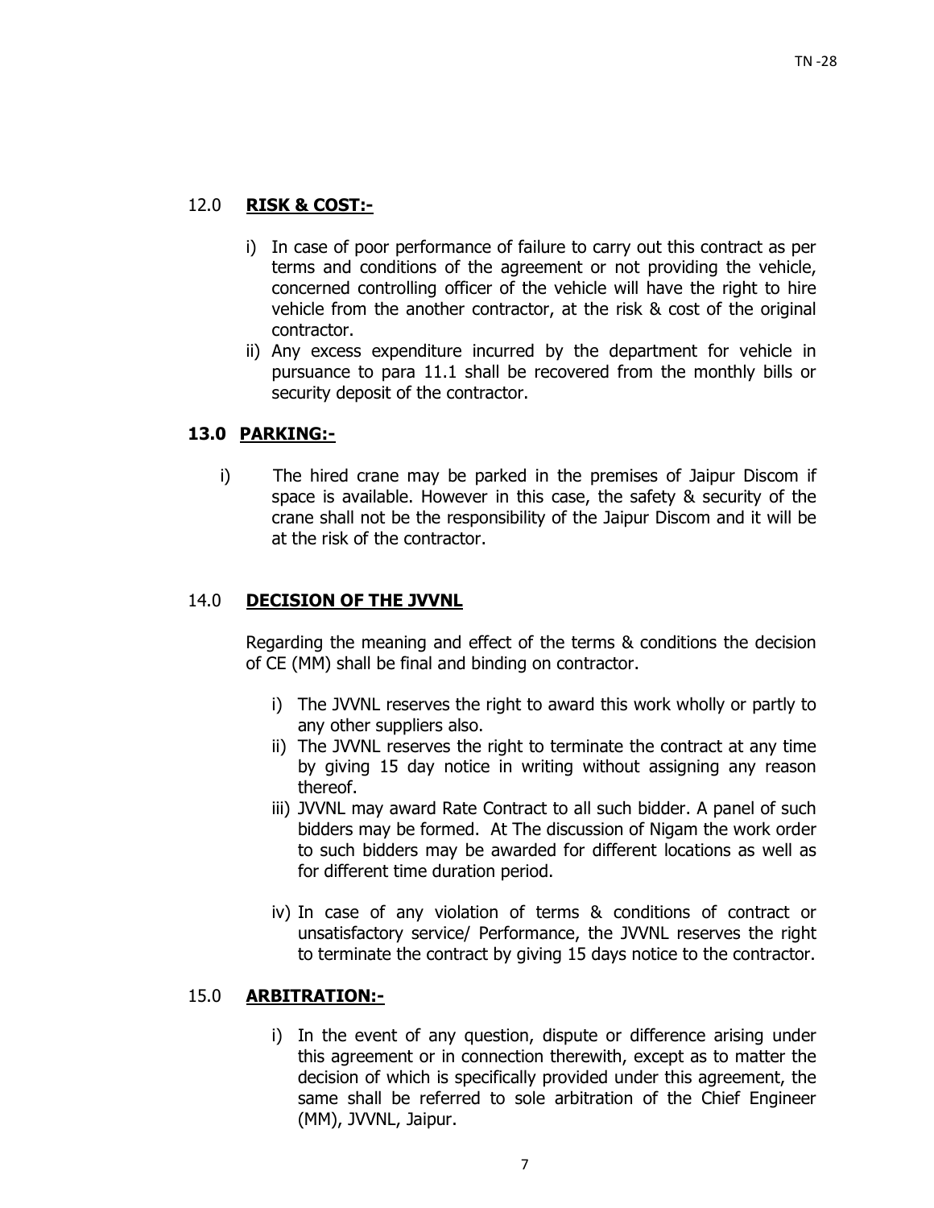## 12.0 **RISK & COST:-**

i) In case of poor performance of failure to carry out this contract as per terms and conditions of the agreement or not providing the vehicle, concerned controlling officer of the vehicle will have the right to hire vehicle from the another contractor, at the risk & cost of the original contractor.

ii) Any excess expenditure incurred by the department for vehicle in pursuance to para 11.1 shall be recovered from the monthly bills or security deposit of the contractor.

## **13.0 PARKING:-**

i) The hired crane may be parked in the premises of Jaipur Discom if space is available. However in this case, the safety & security of the crane shall not be the responsibility of the Jaipur Discom and it will be at the risk of the contractor.

## 14.0 **DECISION OF THE JVVNL**

Regarding the meaning and effect of the terms & conditions the decision of CE (MM) shall be final and binding on contractor.

i) The JVVNL reserves the right to award this work wholly or partly to any other suppliers also.

ii) The JVVNL reserves the right to terminate the contract at any time by giving 15 day notice in writing without assigning any reason thereof.

iii) JVVNL may award Rate Contract to all such bidder. A panel of such bidders may be formed. At The discussion of Nigam the work order to such bidders may be awarded for different locations as well as for different time duration period.

iv) In case of any violation of terms & conditions of contract or unsatisfactory service/ Performance, the JVVNL reserves the right to terminate the contract by giving 15 days notice to the contractor.

## 15.0 **ARBITRATION:-**

i) In the event of any question, dispute or difference arising under this agreement or in connection therewith, except as to matter the decision of which is specifically provided under this agreement, the same shall be referred to sole arbitration of the Chief Engineer (MM), JVVNL, Jaipur.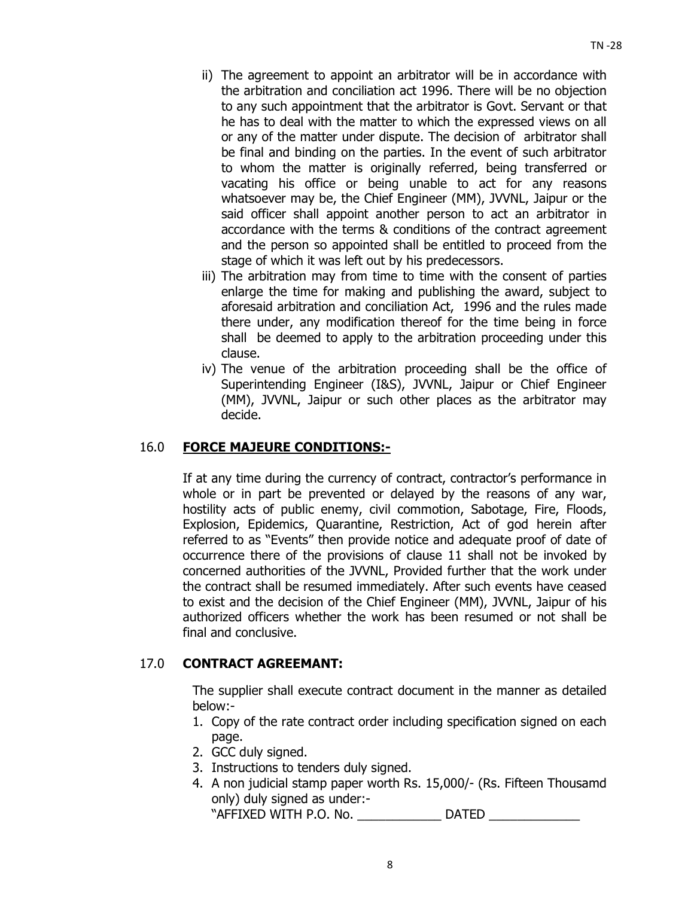ii) The agreement to appoint an arbitrator will be in accordance with the arbitration and conciliation act 1996. There will be no objection to any such appointment that the arbitrator is Govt. Servant or that he has to deal with the matter to which the expressed views on all or any of the matter under dispute. The decision of arbitrator shall be final and binding on the parties. In the event of such arbitrator to whom the matter is originally referred, being transferred or vacating his office or being unable to act for any reasons whatsoever may be, the Chief Engineer (MM), JVVNL, Jaipur or the said officer shall appoint another person to act an arbitrator in accordance with the terms & conditions of the contract agreement and the person so appointed shall be entitled to proceed from the stage of which it was left out by his predecessors.

iii) The arbitration may from time to time with the consent of parties enlarge the time for making and publishing the award, subject to aforesaid arbitration and conciliation Act, 1996 and the rules made there under, any modification thereof for the time being in force shall be deemed to apply to the arbitration proceeding under this clause.

iv) The venue of the arbitration proceeding shall be the office of Superintending Engineer (I&S), JVVNL, Jaipur or Chief Engineer (MM), JVVNL, Jaipur or such other places as the arbitrator may decide.

## 16.0 **FORCE MAJEURE CONDITIONS:-**

If at any time during the currency of contract, contractor's performance in whole or in part be prevented or delayed by the reasons of any war, hostility acts of public enemy, civil commotion, Sabotage, Fire, Floods, Explosion, Epidemics, Quarantine, Restriction, Act of god herein after referred to as "Events" then provide notice and adequate proof of date of occurrence there of the provisions of clause 11 shall not be invoked by concerned authorities of the JVVNL, Provided further that the work under the contract shall be resumed immediately. After such events have ceased to exist and the decision of the Chief Engineer (MM), JVVNL, Jaipur of his authorized officers whether the work has been resumed or not shall be final and conclusive.

## 17.0 **CONTRACT AGREEMANT:**

The supplier shall execute contract document in the manner as detailed below:-

1. Copy of the rate contract order including specification signed on each page.
2. GCC duly signed.
3. Instructions to tenders duly signed.
4. A non judicial stamp paper worth Rs. 15,000/- (Rs. Fifteen Thousamd only) duly signed as under:-
   "AFFIXED WITH P.O. No. ____________ DATED _____________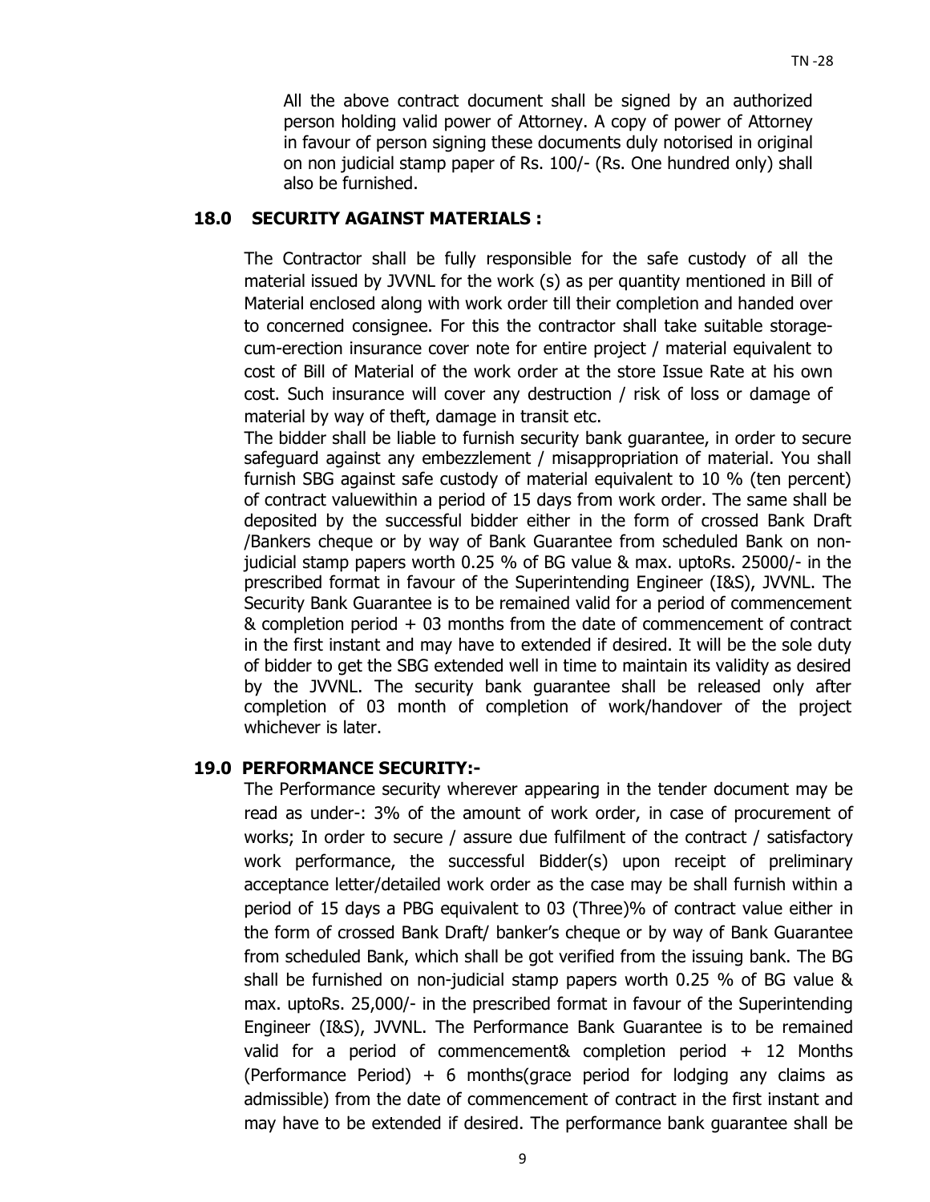All the above contract document shall be signed by an authorized person holding valid power of Attorney. A copy of power of Attorney in favour of person signing these documents duly notorised in original on non judicial stamp paper of Rs. 100/- (Rs. One hundred only) shall also be furnished.

## 18.0 SECURITY AGAINST MATERIALS :

The Contractor shall be fully responsible for the safe custody of all the material issued by JVVNL for the work (s) as per quantity mentioned in Bill of Material enclosed along with work order till their completion and handed over to concerned consignee. For this the contractor shall take suitable storage-cum-erection insurance cover note for entire project / material equivalent to cost of Bill of Material of the work order at the store Issue Rate at his own cost. Such insurance will cover any destruction / risk of loss or damage of material by way of theft, damage in transit etc.

The bidder shall be liable to furnish security bank guarantee, in order to secure safeguard against any embezzlement / misappropriation of material. You shall furnish SBG against safe custody of material equivalent to 10 % (ten percent) of contract valuewithin a period of 15 days from work order. The same shall be deposited by the successful bidder either in the form of crossed Bank Draft /Bankers cheque or by way of Bank Guarantee from scheduled Bank on non-judicial stamp papers worth 0.25 % of BG value & max. uptoRs. 25000/- in the prescribed format in favour of the Superintending Engineer (I&S), JVVNL. The Security Bank Guarantee is to be remained valid for a period of commencement & completion period + 03 months from the date of commencement of contract in the first instant and may have to extended if desired. It will be the sole duty of bidder to get the SBG extended well in time to maintain its validity as desired by the JVVNL. The security bank guarantee shall be released only after completion of 03 month of completion of work/handover of the project whichever is later.

## 19.0 PERFORMANCE SECURITY:-

The Performance security wherever appearing in the tender document may be read as under-: 3% of the amount of work order, in case of procurement of works; In order to secure / assure due fulfilment of the contract / satisfactory work performance, the successful Bidder(s) upon receipt of preliminary acceptance letter/detailed work order as the case may be shall furnish within a period of 15 days a PBG equivalent to 03 (Three)% of contract value either in the form of crossed Bank Draft/ banker's cheque or by way of Bank Guarantee from scheduled Bank, which shall be got verified from the issuing bank. The BG shall be furnished on non-judicial stamp papers worth 0.25 % of BG value & max. uptoRs. 25,000/- in the prescribed format in favour of the Superintending Engineer (I&S), JVVNL. The Performance Bank Guarantee is to be remained valid for a period of commencement& completion period + 12 Months (Performance Period) + 6 months(grace period for lodging any claims as admissible) from the date of commencement of contract in the first instant and may have to be extended if desired. The performance bank guarantee shall be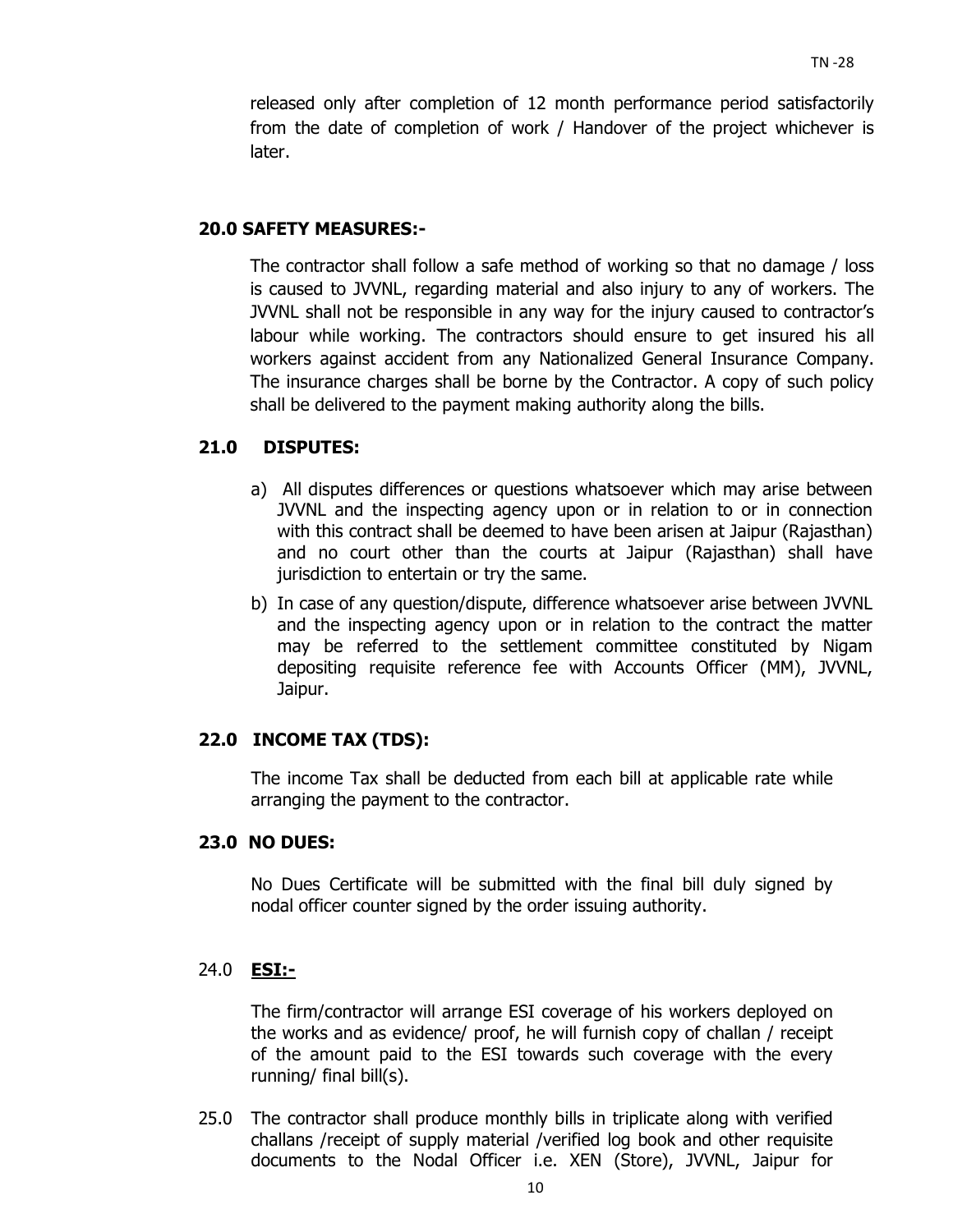released only after completion of 12 month performance period satisfactorily from the date of completion of work / Handover of the project whichever is later.

**20.0 SAFETY MEASURES:-**

The contractor shall follow a safe method of working so that no damage / loss is caused to JVVNL, regarding material and also injury to any of workers. The JVVNL shall not be responsible in any way for the injury caused to contractor's labour while working. The contractors should ensure to get insured his all workers against accident from any Nationalized General Insurance Company. The insurance charges shall be borne by the Contractor. A copy of such policy shall be delivered to the payment making authority along the bills.

**21.0 DISPUTES:**

a) All disputes differences or questions whatsoever which may arise between JVVNL and the inspecting agency upon or in relation to or in connection with this contract shall be deemed to have been arisen at Jaipur (Rajasthan) and no court other than the courts at Jaipur (Rajasthan) shall have jurisdiction to entertain or try the same.

b) In case of any question/dispute, difference whatsoever arise between JVVNL and the inspecting agency upon or in relation to the contract the matter may be referred to the settlement committee constituted by Nigam depositing requisite reference fee with Accounts Officer (MM), JVVNL, Jaipur.

**22.0 INCOME TAX (TDS):**

The income Tax shall be deducted from each bill at applicable rate while arranging the payment to the contractor.

**23.0 NO DUES:**

No Dues Certificate will be submitted with the final bill duly signed by nodal officer counter signed by the order issuing authority.

24.0 **ESI:-**

The firm/contractor will arrange ESI coverage of his workers deployed on the works and as evidence/ proof, he will furnish copy of challan / receipt of the amount paid to the ESI towards such coverage with the every running/ final bill(s).

25.0 The contractor shall produce monthly bills in triplicate along with verified challans /receipt of supply material /verified log book and other requisite documents to the Nodal Officer i.e. XEN (Store), JVVNL, Jaipur for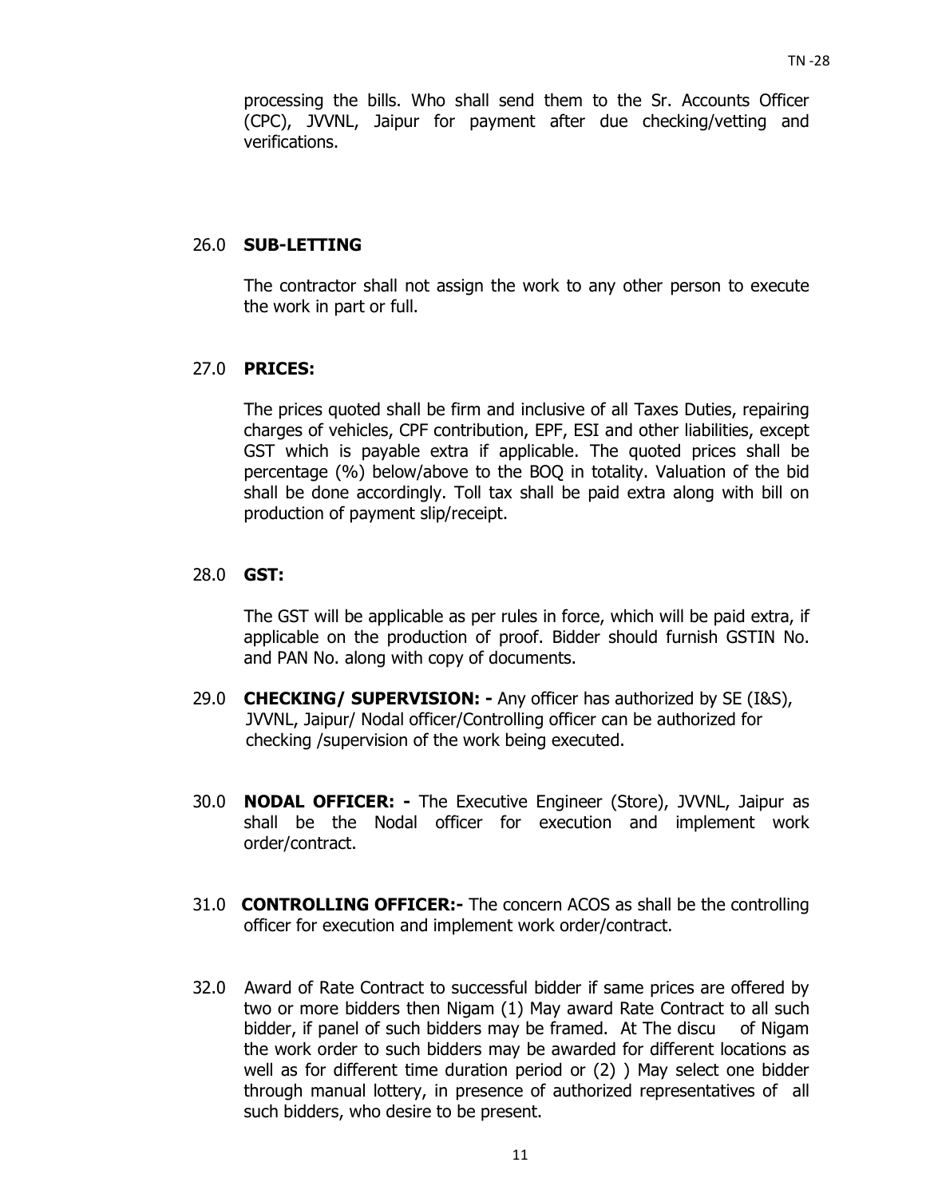processing the bills. Who shall send them to the Sr. Accounts Officer (CPC), JVVNL, Jaipur for payment after due checking/vetting and verifications.

26.0 **SUB-LETTING**

The contractor shall not assign the work to any other person to execute the work in part or full.

27.0 **PRICES:**

The prices quoted shall be firm and inclusive of all Taxes Duties, repairing charges of vehicles, CPF contribution, EPF, ESI and other liabilities, except GST which is payable extra if applicable. The quoted prices shall be percentage (%) below/above to the BOQ in totality. Valuation of the bid shall be done accordingly. Toll tax shall be paid extra along with bill on production of payment slip/receipt.

28.0 **GST:**

The GST will be applicable as per rules in force, which will be paid extra, if applicable on the production of proof. Bidder should furnish GSTIN No. and PAN No. along with copy of documents.

29.0 **CHECKING/ SUPERVISION: -** Any officer has authorized by SE (I&S), JVVNL, Jaipur/ Nodal officer/Controlling officer can be authorized for checking /supervision of the work being executed.

30.0 **NODAL OFFICER: -** The Executive Engineer (Store), JVVNL, Jaipur as shall be the Nodal officer for execution and implement work order/contract.

31.0 **CONTROLLING OFFICER:-** The concern ACOS as shall be the controlling officer for execution and implement work order/contract.

32.0 Award of Rate Contract to successful bidder if same prices are offered by two or more bidders then Nigam (1) May award Rate Contract to all such bidder, if panel of such bidders may be framed. At The discu of Nigam the work order to such bidders may be awarded for different locations as well as for different time duration period or (2) ) May select one bidder through manual lottery, in presence of authorized representatives of all such bidders, who desire to be present.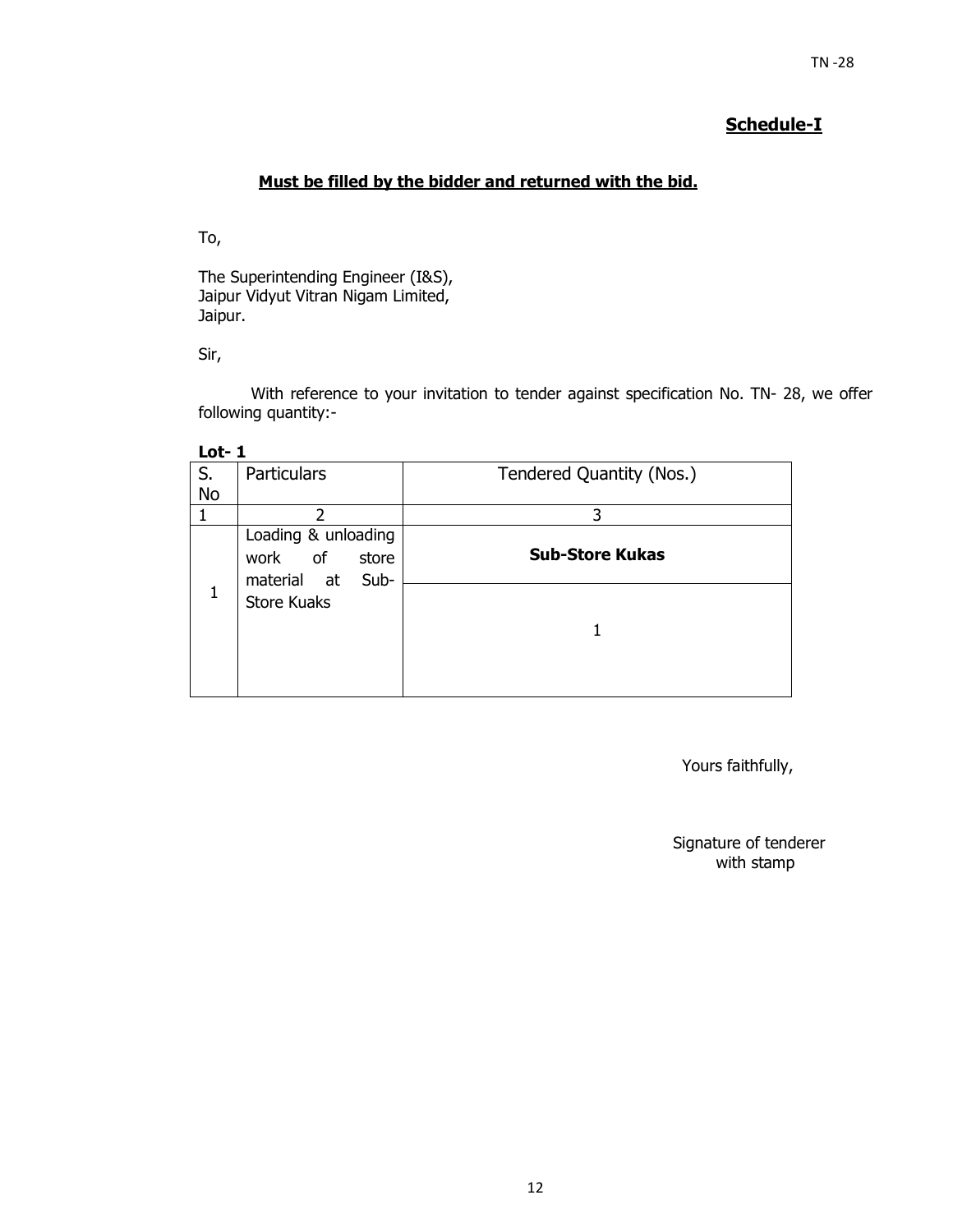## Schedule-I

**Must be filled by the bidder and returned with the bid.**

To,

The Superintending Engineer (I&S),
Jaipur Vidyut Vitran Nigam Limited,
Jaipur.

Sir,

With reference to your invitation to tender against specification No. TN- 28, we offer following quantity:-

**Lot- 1**

| S. No | Particulars | Tendered Quantity (Nos.) |
|---|---|---|
| 1 | 2 | 3 |
| 1 | Loading & unloading work of store material at Sub-Store Kuaks | **Sub-Store Kukas** |
| | | 1 |

Yours faithfully,

Signature of tenderer
with stamp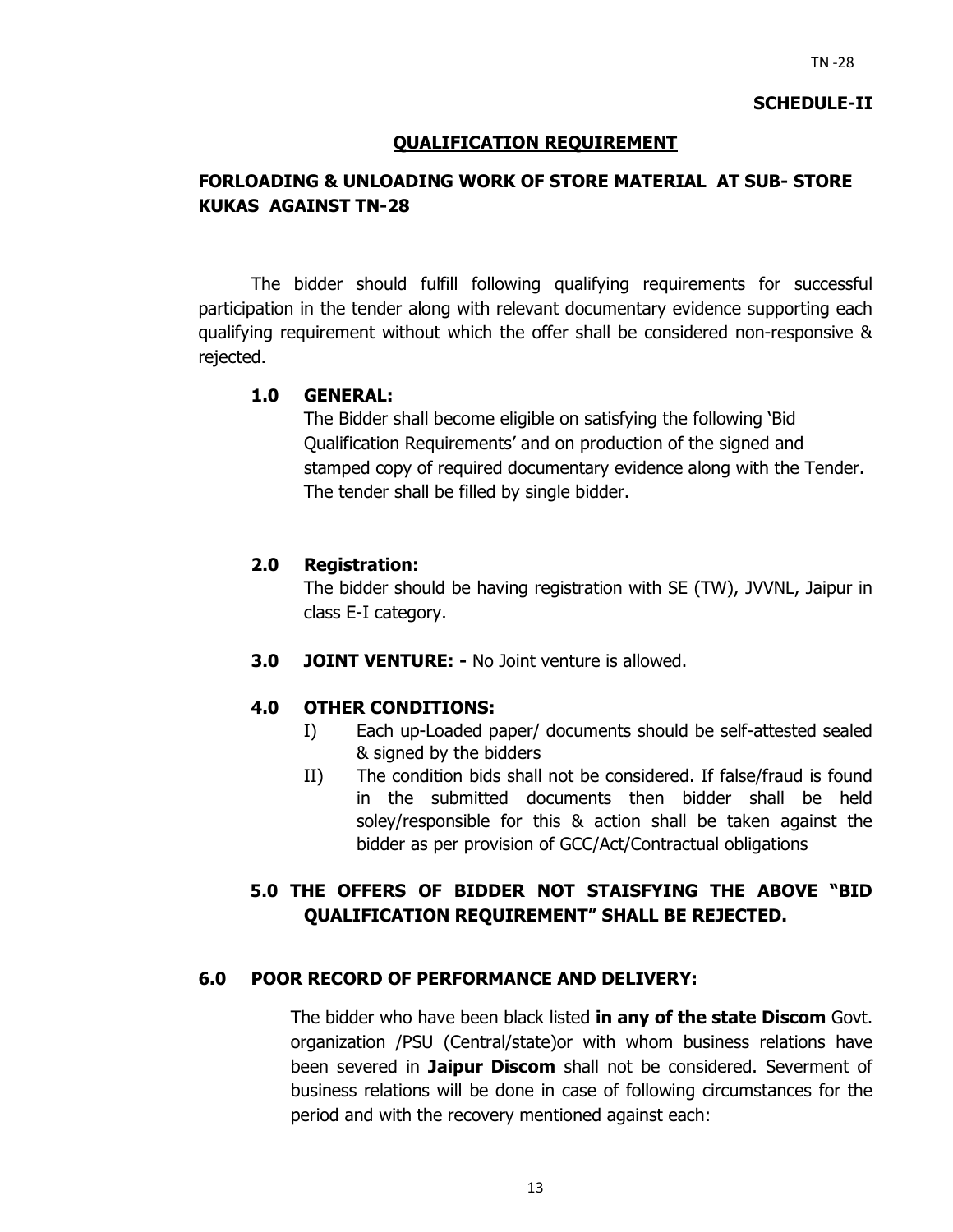**SCHEDULE-II**

## QUALIFICATION REQUIREMENT

## FORLOADING & UNLOADING WORK OF STORE MATERIAL AT SUB- STORE KUKAS AGAINST TN-28

The bidder should fulfill following qualifying requirements for successful participation in the tender along with relevant documentary evidence supporting each qualifying requirement without which the offer shall be considered non-responsive & rejected.

**1.0 GENERAL:**

The Bidder shall become eligible on satisfying the following 'Bid Qualification Requirements' and on production of the signed and stamped copy of required documentary evidence along with the Tender. The tender shall be filled by single bidder.

**2.0 Registration:**

The bidder should be having registration with SE (TW), JVVNL, Jaipur in class E-I category.

**3.0 JOINT VENTURE: -** No Joint venture is allowed.

**4.0 OTHER CONDITIONS:**

I) Each up-Loaded paper/ documents should be self-attested sealed & signed by the bidders

II) The condition bids shall not be considered. If false/fraud is found in the submitted documents then bidder shall be held soley/responsible for this & action shall be taken against the bidder as per provision of GCC/Act/Contractual obligations

**5.0 THE OFFERS OF BIDDER NOT STAISFYING THE ABOVE "BID QUALIFICATION REQUIREMENT" SHALL BE REJECTED.**

**6.0 POOR RECORD OF PERFORMANCE AND DELIVERY:**

The bidder who have been black listed **in any of the state Discom** Govt. organization /PSU (Central/state)or with whom business relations have been severed in **Jaipur Discom** shall not be considered. Severment of business relations will be done in case of following circumstances for the period and with the recovery mentioned against each: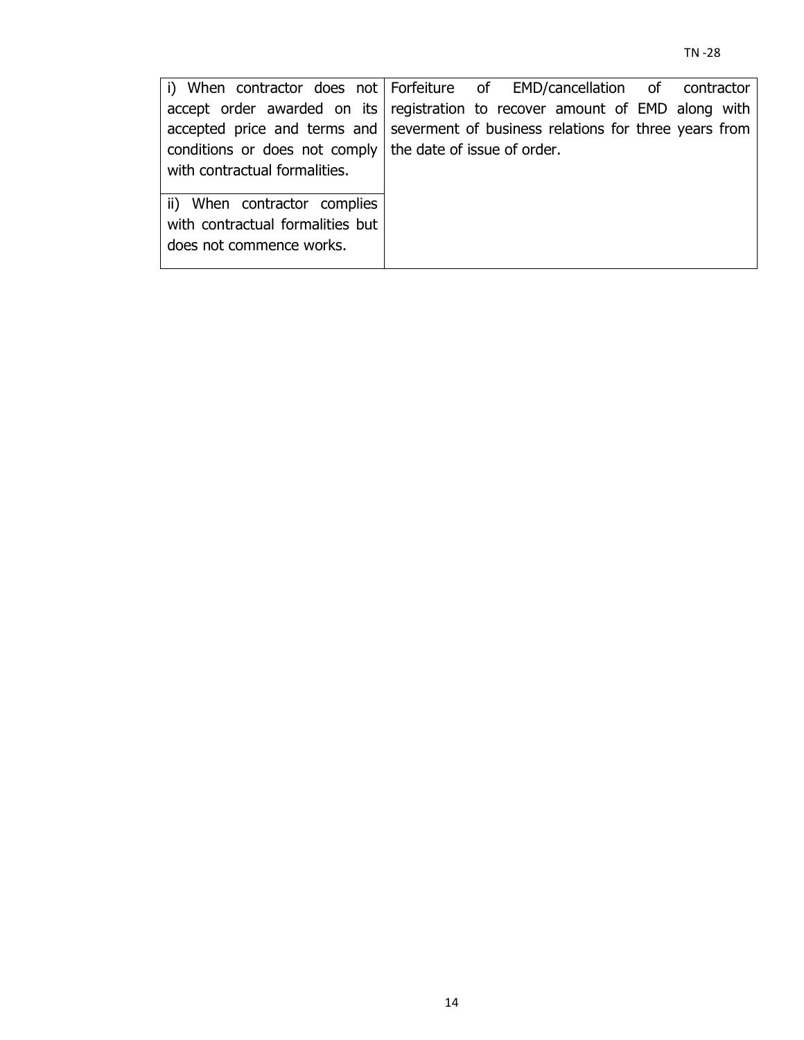| | |
|---|---|
| i) When contractor does not accept order awarded on its accepted price and terms and conditions or does not comply with contractual formalities. | Forfeiture of EMD/cancellation of contractor registration to recover amount of EMD along with severment of business relations for three years from the date of issue of order. |
| ii) When contractor complies with contractual formalities but does not commence works. | |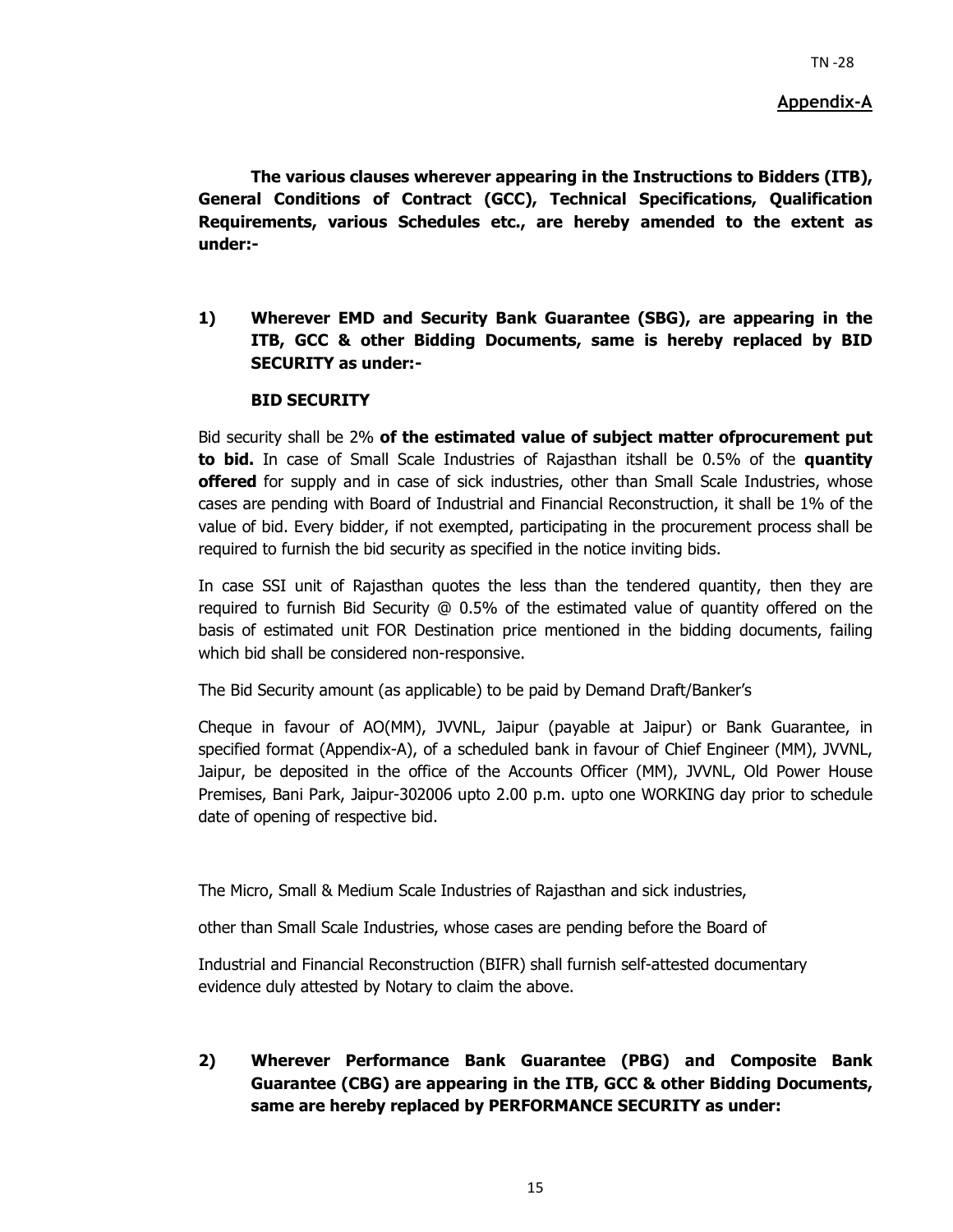**Appendix-A**

**The various clauses wherever appearing in the Instructions to Bidders (ITB), General Conditions of Contract (GCC), Technical Specifications, Qualification Requirements, various Schedules etc., are hereby amended to the extent as under:-**

**1) Wherever EMD and Security Bank Guarantee (SBG), are appearing in the ITB, GCC & other Bidding Documents, same is hereby replaced by BID SECURITY as under:-**

**BID SECURITY**

Bid security shall be 2% **of the estimated value of subject matter ofprocurement put to bid.** In case of Small Scale Industries of Rajasthan itshall be 0.5% of the **quantity offered** for supply and in case of sick industries, other than Small Scale Industries, whose cases are pending with Board of Industrial and Financial Reconstruction, it shall be 1% of the value of bid. Every bidder, if not exempted, participating in the procurement process shall be required to furnish the bid security as specified in the notice inviting bids.

In case SSI unit of Rajasthan quotes the less than the tendered quantity, then they are required to furnish Bid Security @ 0.5% of the estimated value of quantity offered on the basis of estimated unit FOR Destination price mentioned in the bidding documents, failing which bid shall be considered non-responsive.

The Bid Security amount (as applicable) to be paid by Demand Draft/Banker's

Cheque in favour of AO(MM), JVVNL, Jaipur (payable at Jaipur) or Bank Guarantee, in specified format (Appendix-A), of a scheduled bank in favour of Chief Engineer (MM), JVVNL, Jaipur, be deposited in the office of the Accounts Officer (MM), JVVNL, Old Power House Premises, Bani Park, Jaipur-302006 upto 2.00 p.m. upto one WORKING day prior to schedule date of opening of respective bid.

The Micro, Small & Medium Scale Industries of Rajasthan and sick industries,

other than Small Scale Industries, whose cases are pending before the Board of

Industrial and Financial Reconstruction (BIFR) shall furnish self-attested documentary evidence duly attested by Notary to claim the above.

**2) Wherever Performance Bank Guarantee (PBG) and Composite Bank Guarantee (CBG) are appearing in the ITB, GCC & other Bidding Documents, same are hereby replaced by PERFORMANCE SECURITY as under:**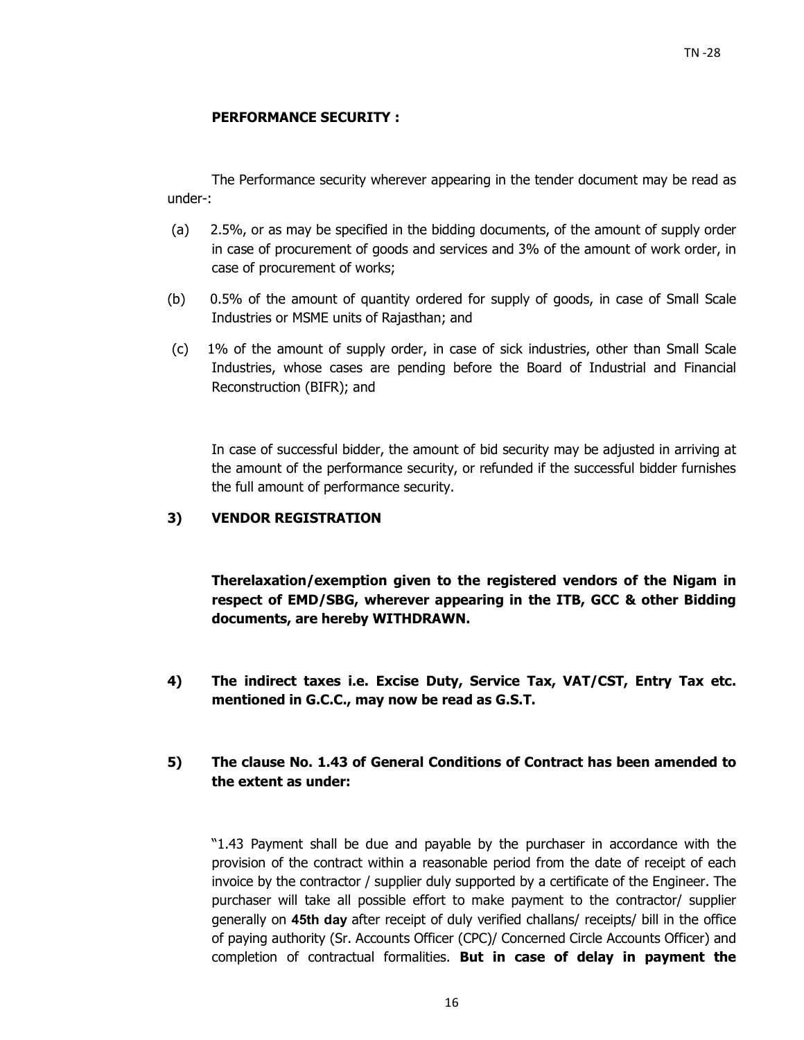**PERFORMANCE SECURITY :**

The Performance security wherever appearing in the tender document may be read as under-:

(a) 2.5%, or as may be specified in the bidding documents, of the amount of supply order in case of procurement of goods and services and 3% of the amount of work order, in case of procurement of works;

(b) 0.5% of the amount of quantity ordered for supply of goods, in case of Small Scale Industries or MSME units of Rajasthan; and

(c) 1% of the amount of supply order, in case of sick industries, other than Small Scale Industries, whose cases are pending before the Board of Industrial and Financial Reconstruction (BIFR); and

In case of successful bidder, the amount of bid security may be adjusted in arriving at the amount of the performance security, or refunded if the successful bidder furnishes the full amount of performance security.

**3) VENDOR REGISTRATION**

**Therelaxation/exemption given to the registered vendors of the Nigam in respect of EMD/SBG, wherever appearing in the ITB, GCC & other Bidding documents, are hereby WITHDRAWN.**

**4) The indirect taxes i.e. Excise Duty, Service Tax, VAT/CST, Entry Tax etc. mentioned in G.C.C., may now be read as G.S.T.**

**5) The clause No. 1.43 of General Conditions of Contract has been amended to the extent as under:**

"1.43 Payment shall be due and payable by the purchaser in accordance with the provision of the contract within a reasonable period from the date of receipt of each invoice by the contractor / supplier duly supported by a certificate of the Engineer. The purchaser will take all possible effort to make payment to the contractor/ supplier generally on **45th day** after receipt of duly verified challans/ receipts/ bill in the office of paying authority (Sr. Accounts Officer (CPC)/ Concerned Circle Accounts Officer) and completion of contractual formalities. **But in case of delay in payment the**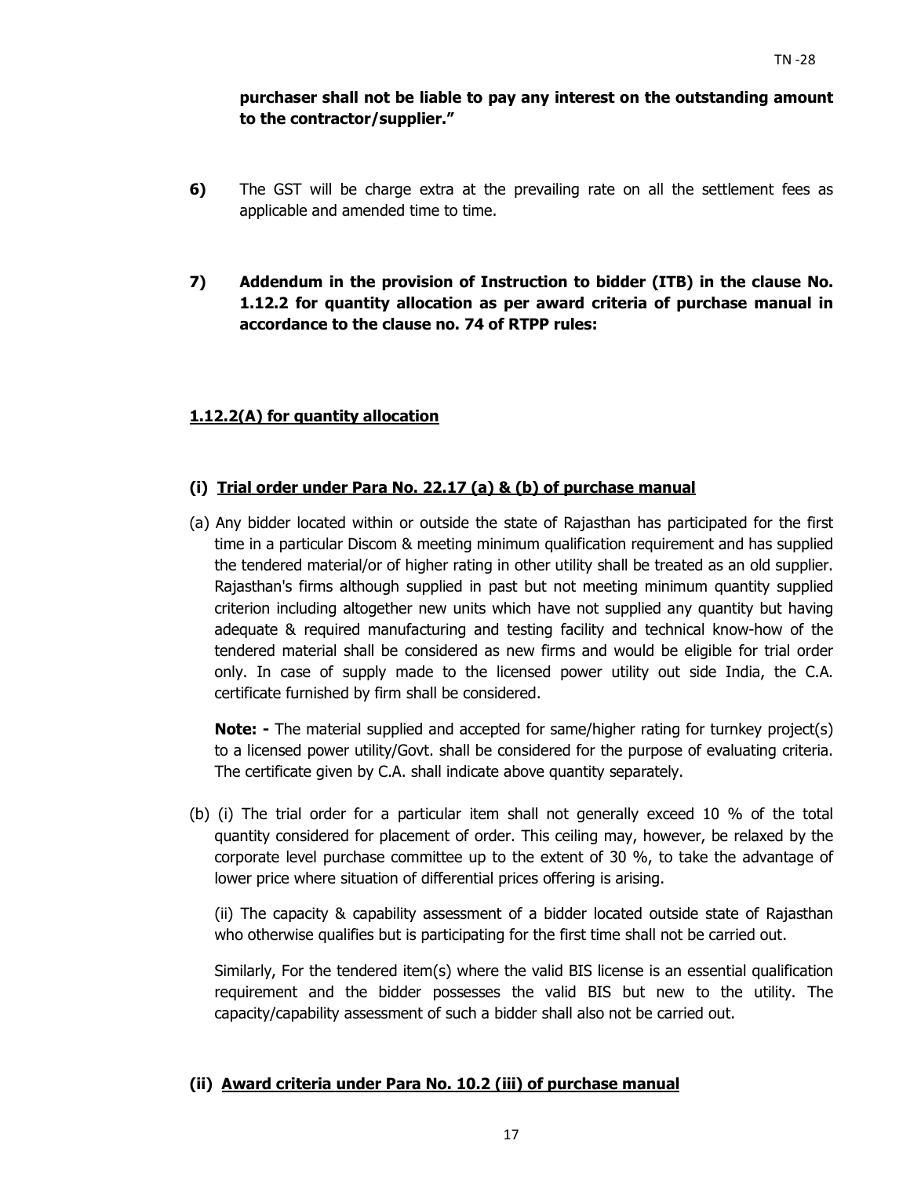**purchaser shall not be liable to pay any interest on the outstanding amount to the contractor/supplier."**

**6)** The GST will be charge extra at the prevailing rate on all the settlement fees as applicable and amended time to time.

**7) Addendum in the provision of Instruction to bidder (ITB) in the clause No. 1.12.2 for quantity allocation as per award criteria of purchase manual in accordance to the clause no. 74 of RTPP rules:**

**<u>1.12.2(A) for quantity allocation</u>**

**(i) <u>Trial order under Para No. 22.17 (a) & (b) of purchase manual</u>**

(a) Any bidder located within or outside the state of Rajasthan has participated for the first time in a particular Discom & meeting minimum qualification requirement and has supplied the tendered material/or of higher rating in other utility shall be treated as an old supplier. Rajasthan's firms although supplied in past but not meeting minimum quantity supplied criterion including altogether new units which have not supplied any quantity but having adequate & required manufacturing and testing facility and technical know-how of the tendered material shall be considered as new firms and would be eligible for trial order only. In case of supply made to the licensed power utility out side India, the C.A. certificate furnished by firm shall be considered.

**Note: -** The material supplied and accepted for same/higher rating for turnkey project(s) to a licensed power utility/Govt. shall be considered for the purpose of evaluating criteria. The certificate given by C.A. shall indicate above quantity separately.

(b) (i) The trial order for a particular item shall not generally exceed 10 % of the total quantity considered for placement of order. This ceiling may, however, be relaxed by the corporate level purchase committee up to the extent of 30 %, to take the advantage of lower price where situation of differential prices offering is arising.

(ii) The capacity & capability assessment of a bidder located outside state of Rajasthan who otherwise qualifies but is participating for the first time shall not be carried out.

Similarly, For the tendered item(s) where the valid BIS license is an essential qualification requirement and the bidder possesses the valid BIS but new to the utility. The capacity/capability assessment of such a bidder shall also not be carried out.

**(ii) <u>Award criteria under Para No. 10.2 (iii) of purchase manual</u>**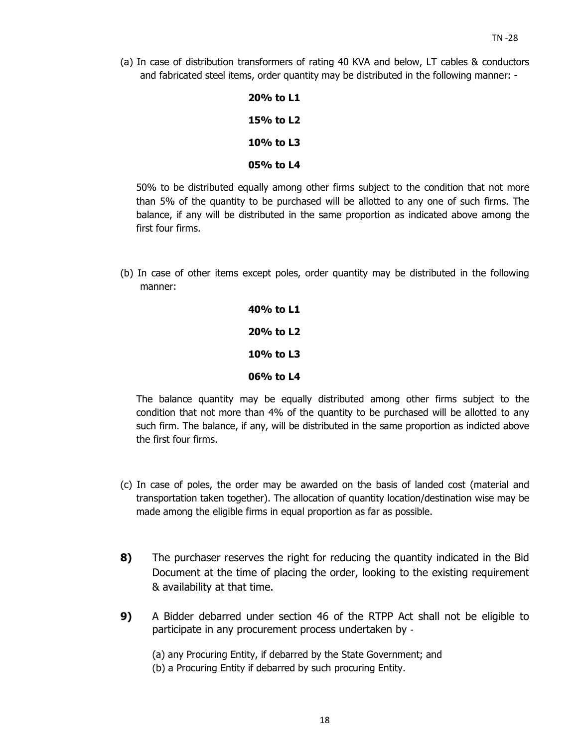(a) In case of distribution transformers of rating 40 KVA and below, LT cables & conductors and fabricated steel items, order quantity may be distributed in the following manner: -

**20% to L1**

**15% to L2**

**10% to L3**

**05% to L4**

50% to be distributed equally among other firms subject to the condition that not more than 5% of the quantity to be purchased will be allotted to any one of such firms. The balance, if any will be distributed in the same proportion as indicated above among the first four firms.

(b) In case of other items except poles, order quantity may be distributed in the following manner:

**40% to L1**

**20% to L2**

**10% to L3**

**06% to L4**

The balance quantity may be equally distributed among other firms subject to the condition that not more than 4% of the quantity to be purchased will be allotted to any such firm. The balance, if any, will be distributed in the same proportion as indicted above the first four firms.

(c) In case of poles, the order may be awarded on the basis of landed cost (material and transportation taken together). The allocation of quantity location/destination wise may be made among the eligible firms in equal proportion as far as possible.

**8)** The purchaser reserves the right for reducing the quantity indicated in the Bid Document at the time of placing the order, looking to the existing requirement & availability at that time.

**9)** A Bidder debarred under section 46 of the RTPP Act shall not be eligible to participate in any procurement process undertaken by -

(a) any Procuring Entity, if debarred by the State Government; and
(b) a Procuring Entity if debarred by such procuring Entity.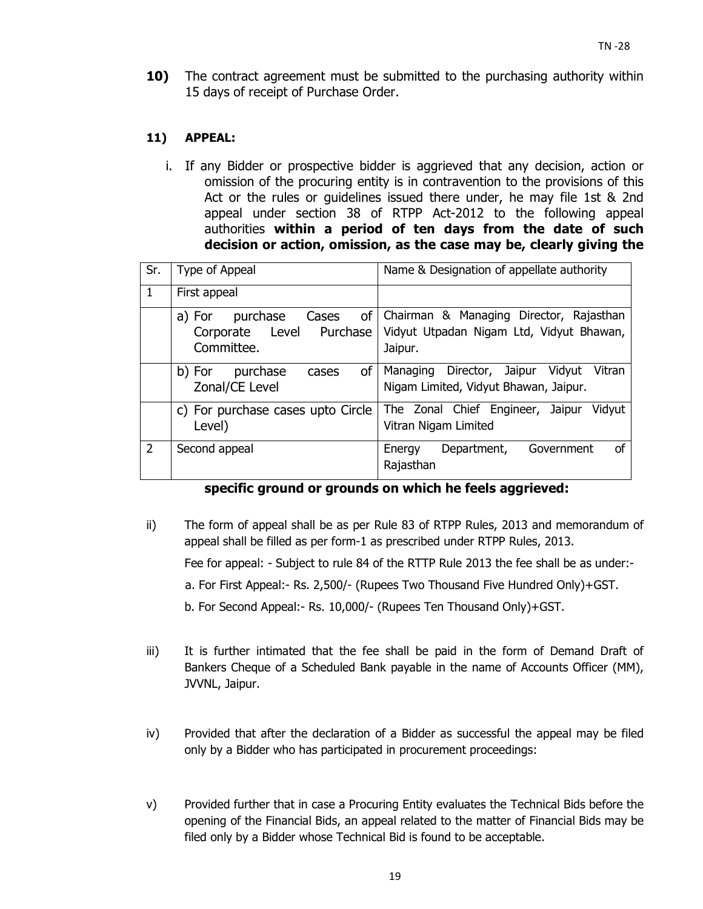**10)** The contract agreement must be submitted to the purchasing authority within 15 days of receipt of Purchase Order.

**11) APPEAL:**

i. If any Bidder or prospective bidder is aggrieved that any decision, action or omission of the procuring entity is in contravention to the provisions of this Act or the rules or guidelines issued there under, he may file 1st & 2nd appeal under section 38 of RTPP Act-2012 to the following appeal authorities **within a period of ten days from the date of such decision or action, omission, as the case may be, clearly giving the specific ground or grounds on which he feels aggrieved:**

| Sr. | Type of Appeal | Name & Designation of appellate authority |
|---|---|---|
| 1 | First appeal | |
| | a) For purchase Cases of Corporate Level Purchase Committee. | Chairman & Managing Director, Rajasthan Vidyut Utpadan Nigam Ltd, Vidyut Bhawan, Jaipur. |
| | b) For purchase cases of Zonal/CE Level | Managing Director, Jaipur Vidyut Vitran Nigam Limited, Vidyut Bhawan, Jaipur. |
| | c) For purchase cases upto Circle Level) | The Zonal Chief Engineer, Jaipur Vidyut Vitran Nigam Limited |
| 2 | Second appeal | Energy Department, Government of Rajasthan |

ii) The form of appeal shall be as per Rule 83 of RTPP Rules, 2013 and memorandum of appeal shall be filled as per form-1 as prescribed under RTPP Rules, 2013.

Fee for appeal: - Subject to rule 84 of the RTTP Rule 2013 the fee shall be as under:-

a. For First Appeal:- Rs. 2,500/- (Rupees Two Thousand Five Hundred Only)+GST.

b. For Second Appeal:- Rs. 10,000/- (Rupees Ten Thousand Only)+GST.

iii) It is further intimated that the fee shall be paid in the form of Demand Draft of Bankers Cheque of a Scheduled Bank payable in the name of Accounts Officer (MM), JVVNL, Jaipur.

iv) Provided that after the declaration of a Bidder as successful the appeal may be filed only by a Bidder who has participated in procurement proceedings:

v) Provided further that in case a Procuring Entity evaluates the Technical Bids before the opening of the Financial Bids, an appeal related to the matter of Financial Bids may be filed only by a Bidder whose Technical Bid is found to be acceptable.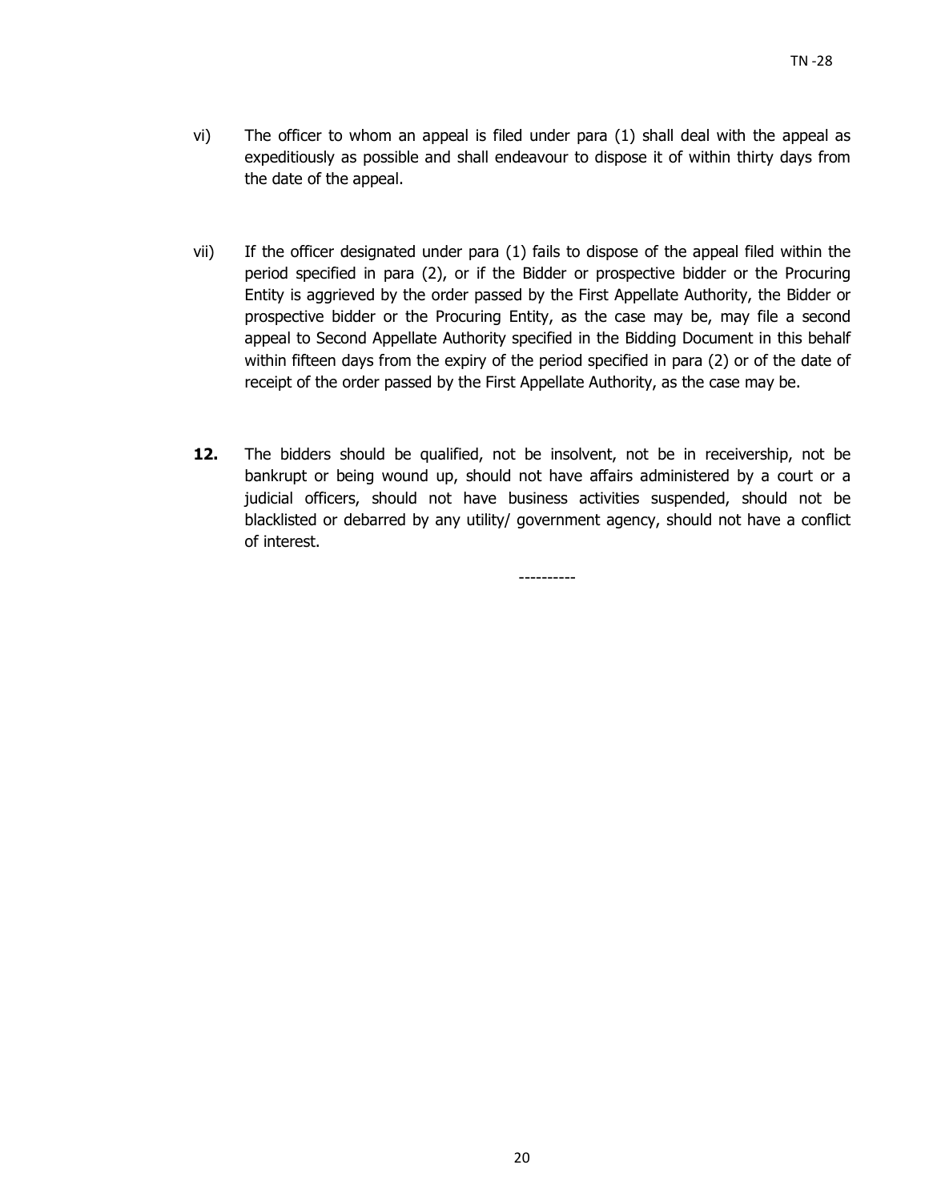vi) The officer to whom an appeal is filed under para (1) shall deal with the appeal as expeditiously as possible and shall endeavour to dispose it of within thirty days from the date of the appeal.

vii) If the officer designated under para (1) fails to dispose of the appeal filed within the period specified in para (2), or if the Bidder or prospective bidder or the Procuring Entity is aggrieved by the order passed by the First Appellate Authority, the Bidder or prospective bidder or the Procuring Entity, as the case may be, may file a second appeal to Second Appellate Authority specified in the Bidding Document in this behalf within fifteen days from the expiry of the period specified in para (2) or of the date of receipt of the order passed by the First Appellate Authority, as the case may be.

**12.** The bidders should be qualified, not be insolvent, not be in receivership, not be bankrupt or being wound up, should not have affairs administered by a court or a judicial officers, should not have business activities suspended, should not be blacklisted or debarred by any utility/ government agency, should not have a conflict of interest.

----------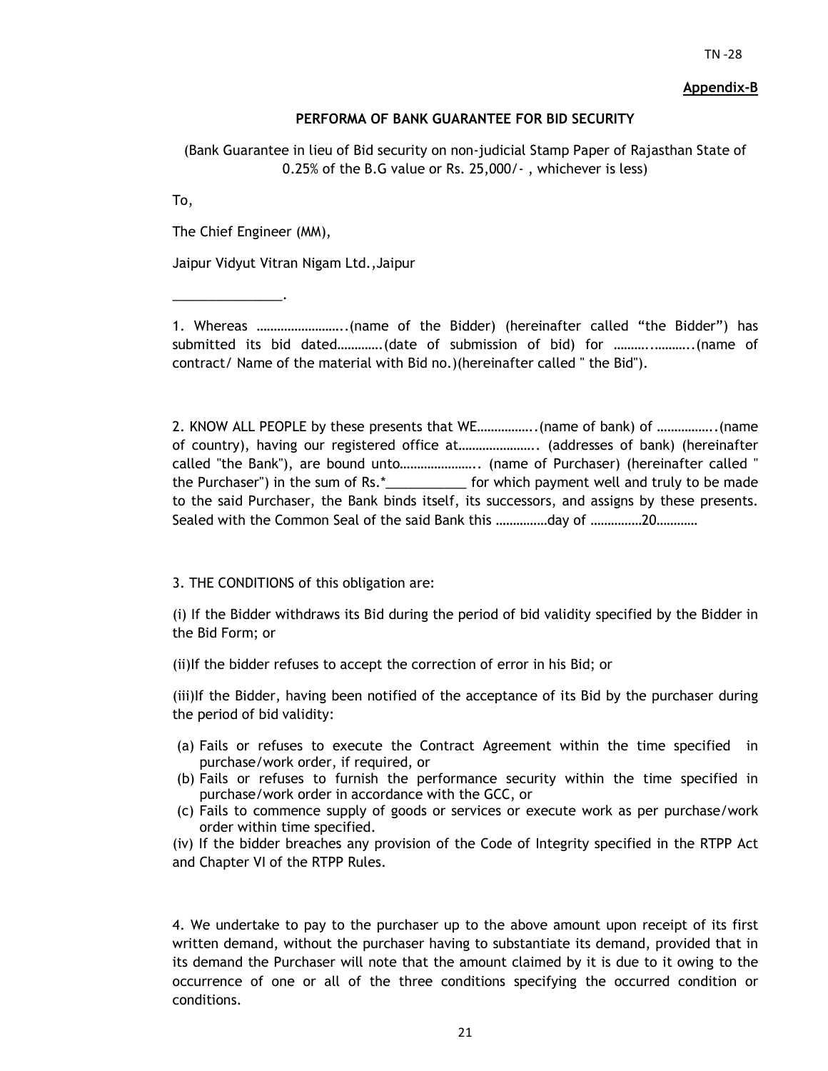TN -28

**Appendix-B**

**PERFORMA OF BANK GUARANTEE FOR BID SECURITY**

(Bank Guarantee in lieu of Bid security on non-judicial Stamp Paper of Rajasthan State of 0.25% of the B.G value or Rs. 25,000/- , whichever is less)

To,

The Chief Engineer (MM),

Jaipur Vidyut Vitran Nigam Ltd.,Jaipur

_______________.

1. Whereas ……………………..(name of the Bidder) (hereinafter called "the Bidder") has submitted its bid dated………….(date of submission of bid) for ……….………..(name of contract/ Name of the material with Bid no.)(hereinafter called " the Bid").

2. KNOW ALL PEOPLE by these presents that WE……………..(name of bank) of ……………..(name of country), having our registered office at………………….. (addresses of bank) (hereinafter called "the Bank"), are bound unto………………….. (name of Purchaser) (hereinafter called " the Purchaser") in the sum of Rs.*___________ for which payment well and truly to be made to the said Purchaser, the Bank binds itself, its successors, and assigns by these presents. Sealed with the Common Seal of the said Bank this ……………day of ……………20…………

3. THE CONDITIONS of this obligation are:

(i) If the Bidder withdraws its Bid during the period of bid validity specified by the Bidder in the Bid Form; or

(ii)If the bidder refuses to accept the correction of error in his Bid; or

(iii)If the Bidder, having been notified of the acceptance of its Bid by the purchaser during the period of bid validity:

(a) Fails or refuses to execute the Contract Agreement within the time specified in purchase/work order, if required, or
(b) Fails or refuses to furnish the performance security within the time specified in purchase/work order in accordance with the GCC, or
(c) Fails to commence supply of goods or services or execute work as per purchase/work order within time specified.

(iv) If the bidder breaches any provision of the Code of Integrity specified in the RTPP Act and Chapter VI of the RTPP Rules.

4. We undertake to pay to the purchaser up to the above amount upon receipt of its first written demand, without the purchaser having to substantiate its demand, provided that in its demand the Purchaser will note that the amount claimed by it is due to it owing to the occurrence of one or all of the three conditions specifying the occurred condition or conditions.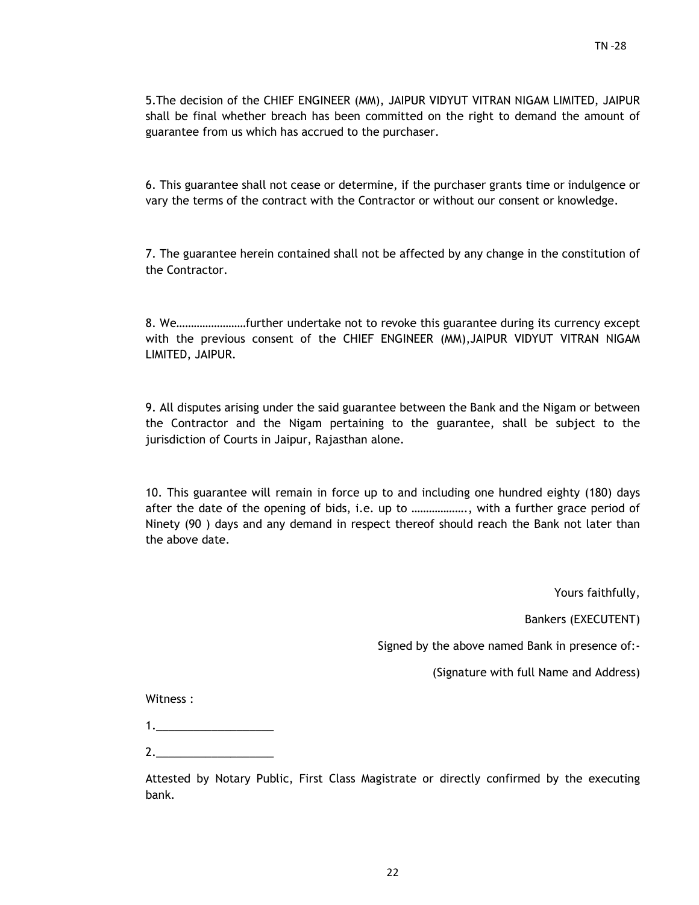5.The decision of the CHIEF ENGINEER (MM), JAIPUR VIDYUT VITRAN NIGAM LIMITED, JAIPUR shall be final whether breach has been committed on the right to demand the amount of guarantee from us which has accrued to the purchaser.

6. This guarantee shall not cease or determine, if the purchaser grants time or indulgence or vary the terms of the contract with the Contractor or without our consent or knowledge.

7. The guarantee herein contained shall not be affected by any change in the constitution of the Contractor.

8. We……………………further undertake not to revoke this guarantee during its currency except with the previous consent of the CHIEF ENGINEER (MM),JAIPUR VIDYUT VITRAN NIGAM LIMITED, JAIPUR.

9. All disputes arising under the said guarantee between the Bank and the Nigam or between the Contractor and the Nigam pertaining to the guarantee, shall be subject to the jurisdiction of Courts in Jaipur, Rajasthan alone.

10. This guarantee will remain in force up to and including one hundred eighty (180) days after the date of the opening of bids, i.e. up to ………………., with a further grace period of Ninety (90 ) days and any demand in respect thereof should reach the Bank not later than the above date.

Yours faithfully,

Bankers (EXECUTENT)

Signed by the above named Bank in presence of:-

(Signature with full Name and Address)

Witness :

1.___________________

2.___________________

Attested by Notary Public, First Class Magistrate or directly confirmed by the executing bank.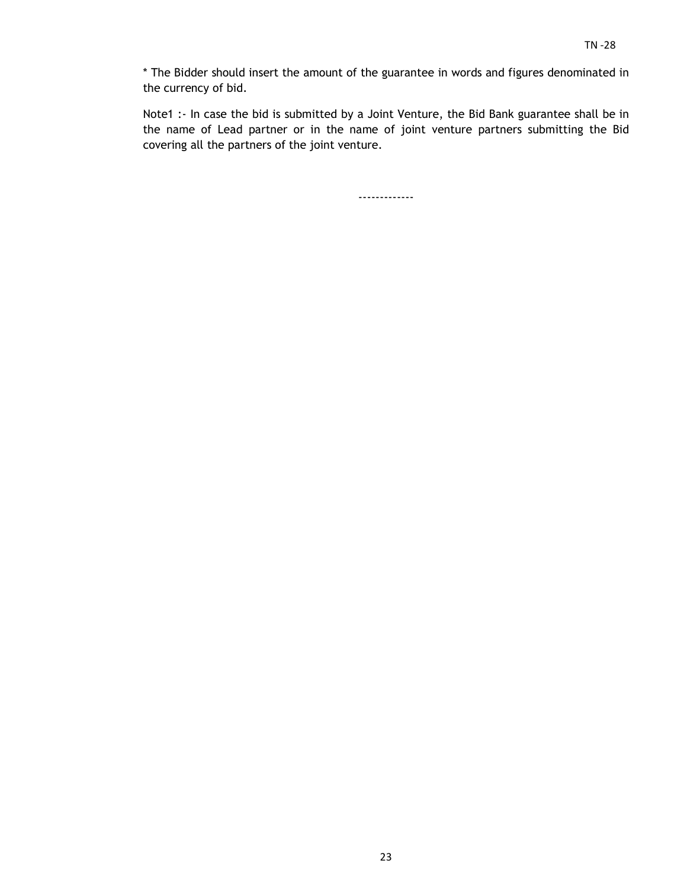* The Bidder should insert the amount of the guarantee in words and figures denominated in the currency of bid.

Note1 :- In case the bid is submitted by a Joint Venture, the Bid Bank guarantee shall be in the name of Lead partner or in the name of joint venture partners submitting the Bid covering all the partners of the joint venture.

-------------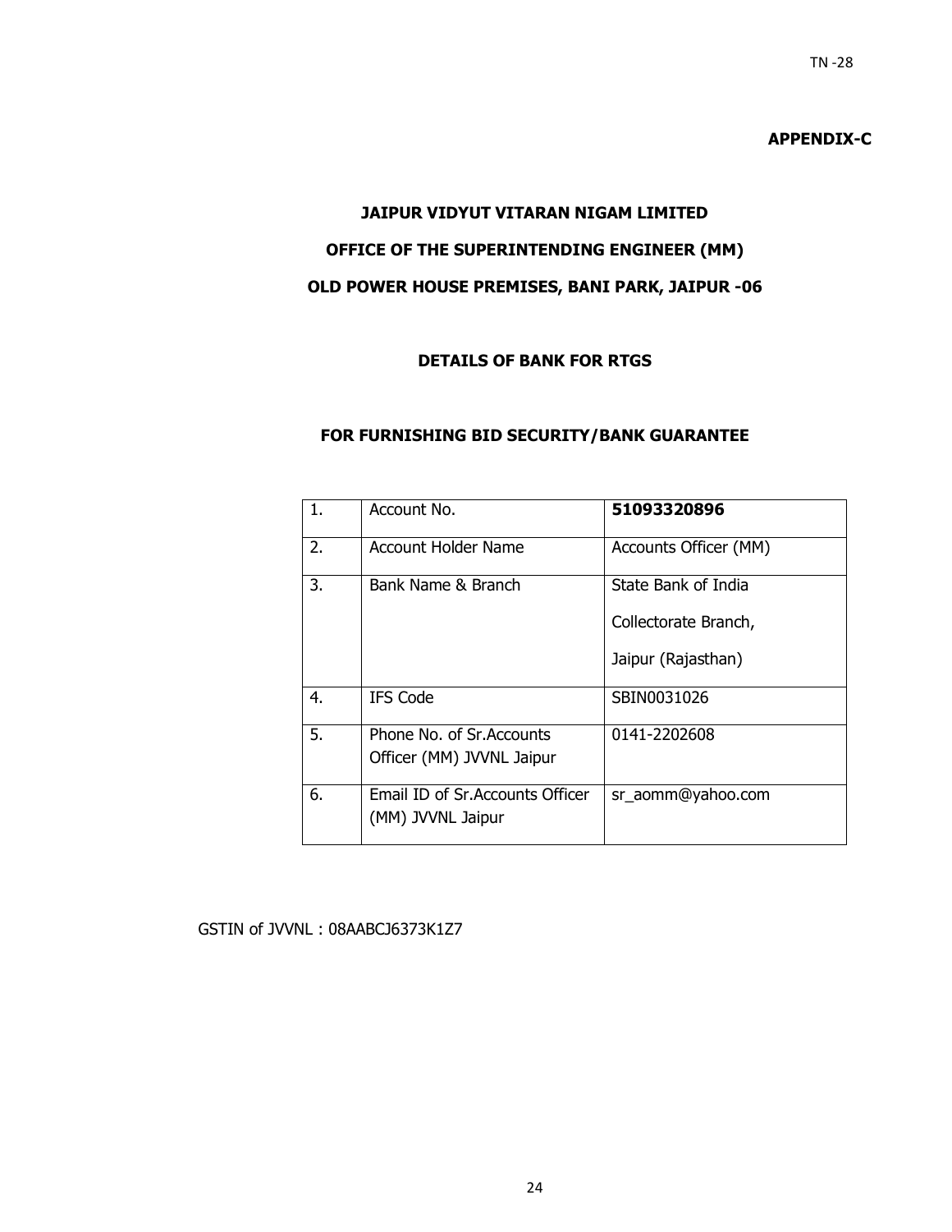**APPENDIX-C**

## JAIPUR VIDYUT VITARAN NIGAM LIMITED

## OFFICE OF THE SUPERINTENDING ENGINEER (MM)

## OLD POWER HOUSE PREMISES, BANI PARK, JAIPUR -06

### DETAILS OF BANK FOR RTGS

### FOR FURNISHING BID SECURITY/BANK GUARANTEE

| 1. | Account No. | **51093320896** |
|---|---|---|
| 2. | Account Holder Name | Accounts Officer (MM) |
| 3. | Bank Name & Branch | State Bank of India<br>Collectorate Branch,<br>Jaipur (Rajasthan) |
| 4. | IFS Code | SBIN0031026 |
| 5. | Phone No. of Sr.Accounts Officer (MM) JVVNL Jaipur | 0141-2202608 |
| 6. | Email ID of Sr.Accounts Officer (MM) JVVNL Jaipur | sr_aomm@yahoo.com |

GSTIN of JVVNL : 08AABCJ6373K1Z7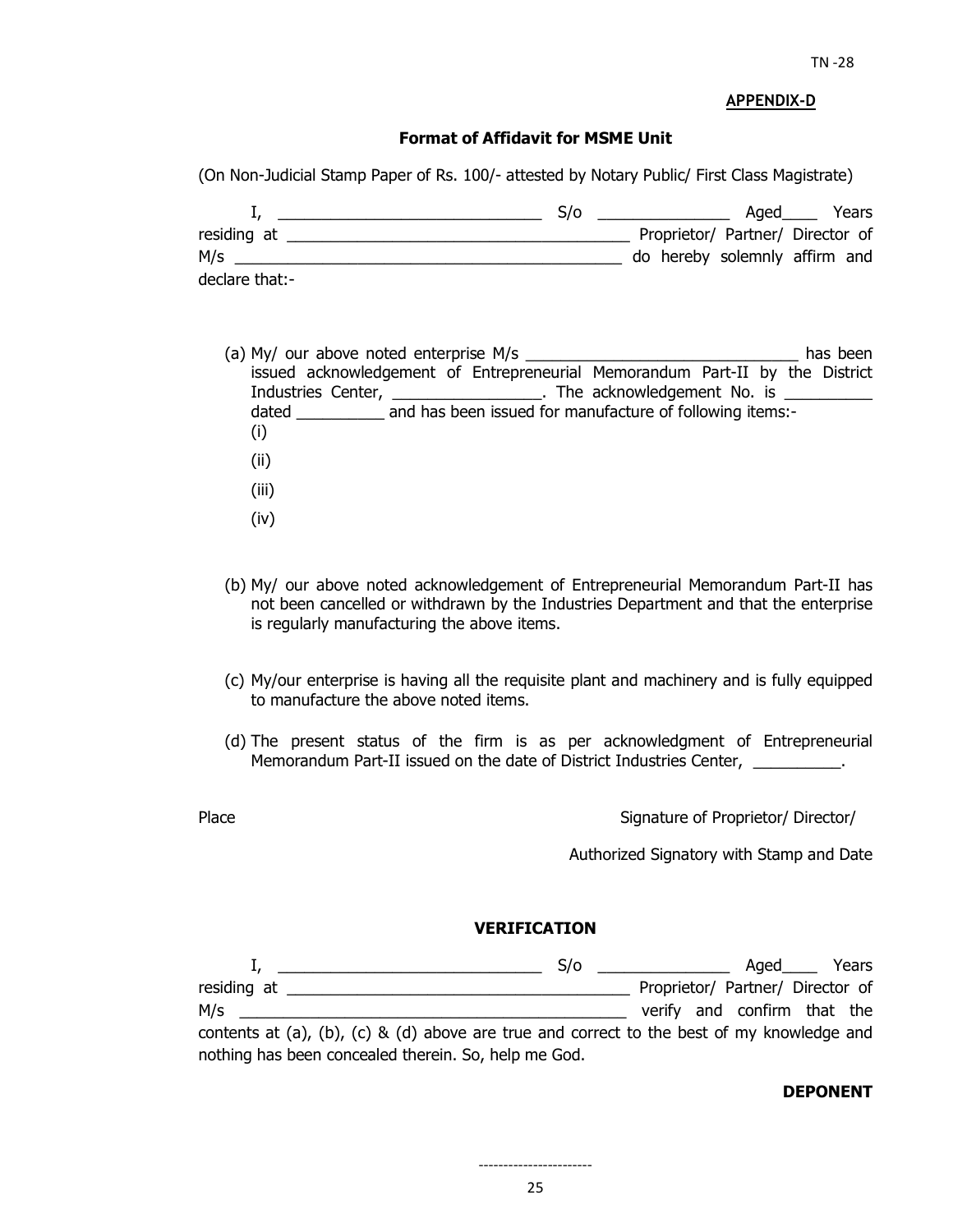**APPENDIX-D**

**Format of Affidavit for MSME Unit**

(On Non-Judicial Stamp Paper of Rs. 100/- attested by Notary Public/ First Class Magistrate)

I, ______________________________ S/o _______________ Aged____ Years residing at ________________________________________ Proprietor/ Partner/ Director of M/s _____________________________________________ do hereby solemnly affirm and declare that:-

(a) My/ our above noted enterprise M/s ______________________________ has been issued acknowledgement of Entrepreneurial Memorandum Part-II by the District Industries Center, _________________. The acknowledgement No. is __________ dated __________ and has been issued for manufacture of following items:-
   (i)
   (ii)
   (iii)
   (iv)

(b) My/ our above noted acknowledgement of Entrepreneurial Memorandum Part-II has not been cancelled or withdrawn by the Industries Department and that the enterprise is regularly manufacturing the above items.

(c) My/our enterprise is having all the requisite plant and machinery and is fully equipped to manufacture the above noted items.

(d) The present status of the firm is as per acknowledgment of Entrepreneurial Memorandum Part-II issued on the date of District Industries Center, __________.

Place

Signature of Proprietor/ Director/

Authorized Signatory with Stamp and Date

**VERIFICATION**

I, ______________________________ S/o _______________ Aged____ Years residing at ________________________________________ Proprietor/ Partner/ Director of M/s ___________________________________________ verify and confirm that the contents at (a), (b), (c) & (d) above are true and correct to the best of my knowledge and nothing has been concealed therein. So, help me God.

**DEPONENT**

-----------------------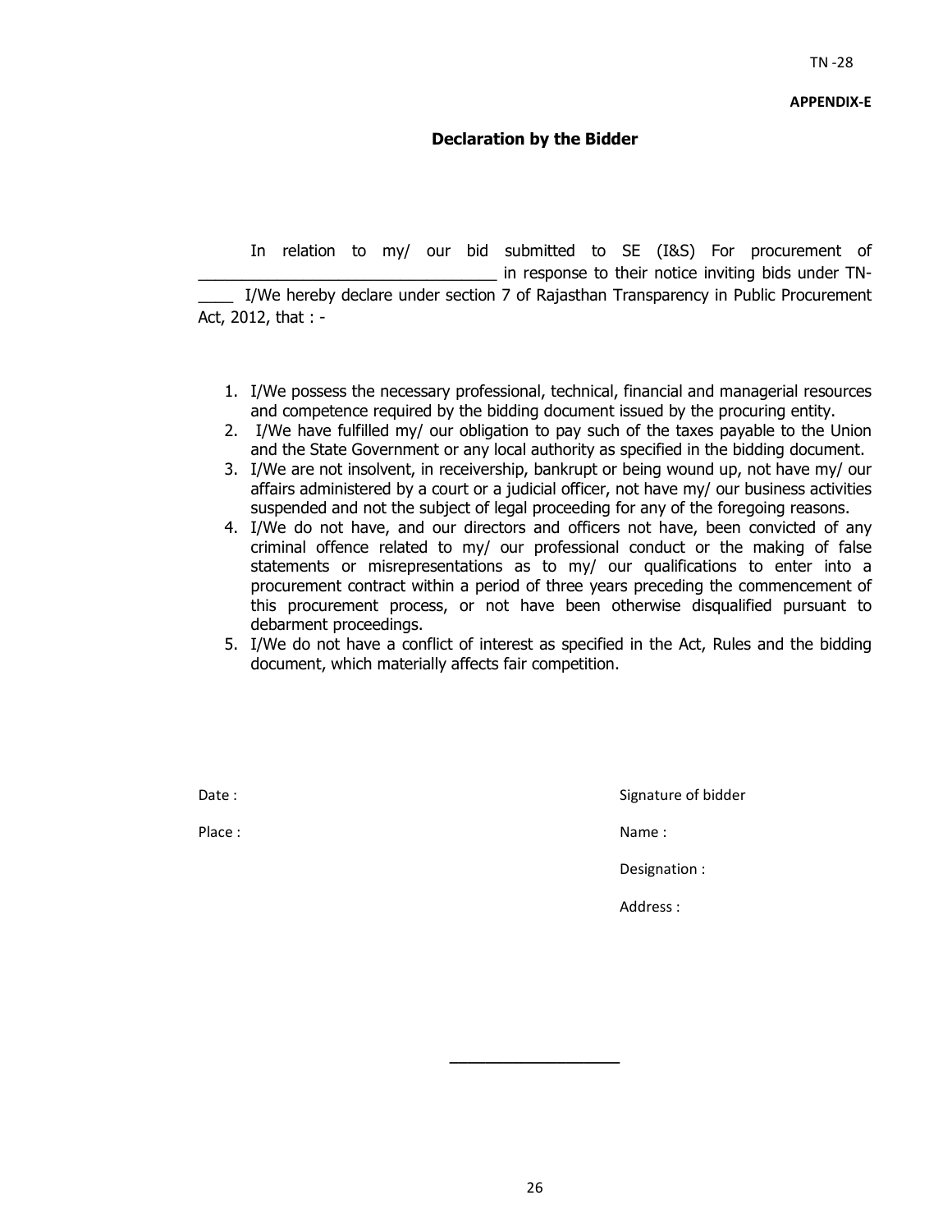TN -28

**APPENDIX-E**

## Declaration by the Bidder

In relation to my/ our bid submitted to SE (I&S) For procurement of ___________________________________ in response to their notice inviting bids under TN-____ I/We hereby declare under section 7 of Rajasthan Transparency in Public Procurement Act, 2012, that : -

1. I/We possess the necessary professional, technical, financial and managerial resources and competence required by the bidding document issued by the procuring entity.
2. I/We have fulfilled my/ our obligation to pay such of the taxes payable to the Union and the State Government or any local authority as specified in the bidding document.
3. I/We are not insolvent, in receivership, bankrupt or being wound up, not have my/ our affairs administered by a court or a judicial officer, not have my/ our business activities suspended and not the subject of legal proceeding for any of the foregoing reasons.
4. I/We do not have, and our directors and officers not have, been convicted of any criminal offence related to my/ our professional conduct or the making of false statements or misrepresentations as to my/ our qualifications to enter into a procurement contract within a period of three years preceding the commencement of this procurement process, or not have been otherwise disqualified pursuant to debarment proceedings.
5. I/We do not have a conflict of interest as specified in the Act, Rules and the bidding document, which materially affects fair competition.

Date :

Place :

Signature of bidder

Name :

Designation :

Address :

___________________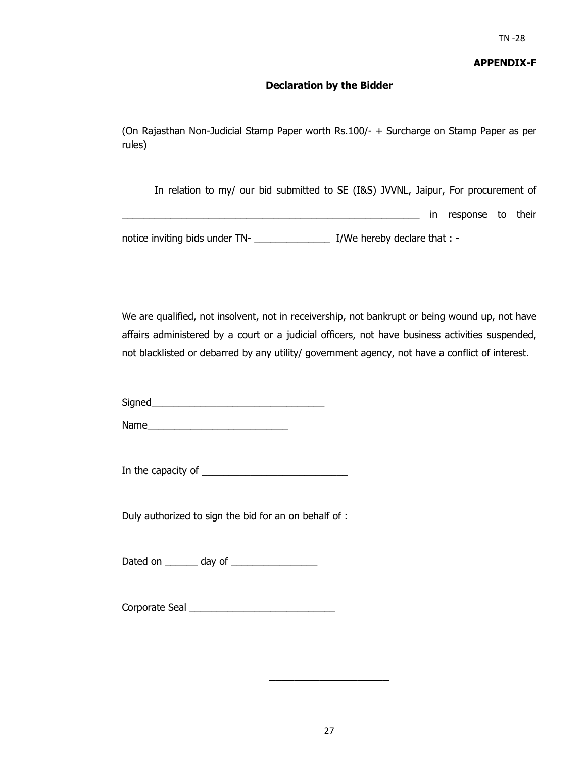**APPENDIX-F**

**Declaration by the Bidder**

(On Rajasthan Non-Judicial Stamp Paper worth Rs.100/- + Surcharge on Stamp Paper as per rules)

In relation to my/ our bid submitted to SE (I&S) JVVNL, Jaipur, For procurement of ________________________________________________________ in response to their notice inviting bids under TN- ______________ I/We hereby declare that : -

We are qualified, not insolvent, not in receivership, not bankrupt or being wound up, not have affairs administered by a court or a judicial officers, not have business activities suspended, not blacklisted or debarred by any utility/ government agency, not have a conflict of interest.

Signed________________________________

Name__________________________

In the capacity of ___________________________

Duly authorized to sign the bid for an on behalf of :

Dated on ______ day of ________________

Corporate Seal ___________________________